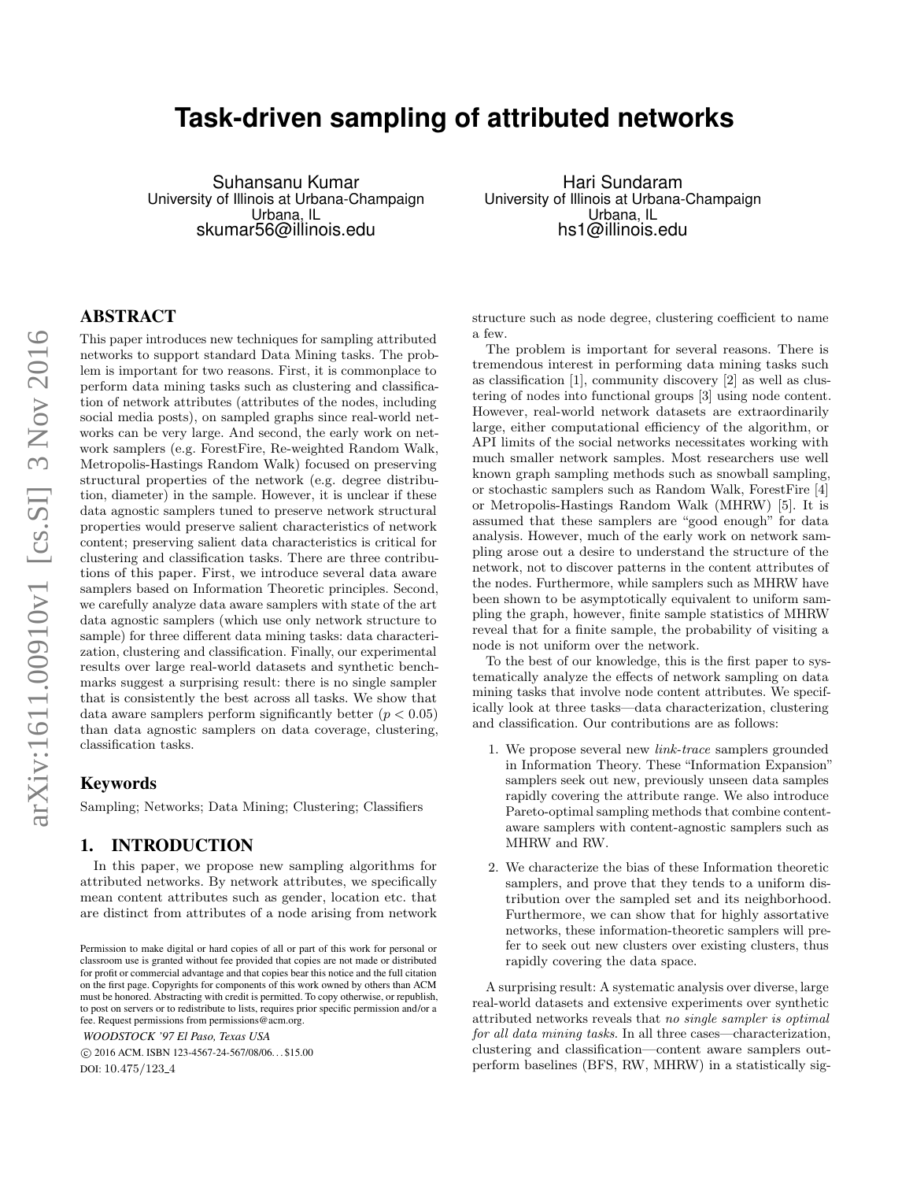# Task-driven sampling of attributed networks

Suhansanu Kumar
University of Illinois at Urbana-Champaign
Urbana, IL
skumar56@illinois.edu

Hari Sundaram
University of Illinois at Urbana-Champaign
Urbana, IL
hs1@illinois.edu

## ABSTRACT

This paper introduces new techniques for sampling attributed networks to support standard Data Mining tasks. The problem is important for two reasons. First, it is commonplace to perform data mining tasks such as clustering and classification of network attributes (attributes of the nodes, including social media posts), on sampled graphs since real-world networks can be very large. And second, the early work on network samplers (e.g. ForestFire, Re-weighted Random Walk, Metropolis-Hastings Random Walk) focused on preserving structural properties of the network (e.g. degree distribution, diameter) in the sample. However, it is unclear if these data agnostic samplers tuned to preserve network structural properties would preserve salient characteristics of network content; preserving salient data characteristics is critical for clustering and classification tasks. There are three contributions of this paper. First, we introduce several data aware samplers based on Information Theoretic principles. Second, we carefully analyze data aware samplers with state of the art data agnostic samplers (which use only network structure to sample) for three different data mining tasks: data characterization, clustering and classification. Finally, our experimental results over large real-world datasets and synthetic benchmarks suggest a surprising result: there is no single sampler that is consistently the best across all tasks. We show that data aware samplers perform significantly better ($p < 0.05$) than data agnostic samplers on data coverage, clustering, classification tasks.

## Keywords

Sampling; Networks; Data Mining; Clustering; Classifiers

## 1. INTRODUCTION

In this paper, we propose new sampling algorithms for attributed networks. By network attributes, we specifically mean content attributes such as gender, location etc. that are distinct from attributes of a node arising from network structure such as node degree, clustering coefficient to name a few.

The problem is important for several reasons. There is tremendous interest in performing data mining tasks such as classification [1], community discovery [2] as well as clustering of nodes into functional groups [3] using node content. However, real-world network datasets are extraordinarily large, either computational efficiency of the algorithm, or API limits of the social networks necessitates working with much smaller network samples. Most researchers use well known graph sampling methods such as snowball sampling, or stochastic samplers such as Random Walk, ForestFire [4] or Metropolis-Hastings Random Walk (MHRW) [5]. It is assumed that these samplers are "good enough" for data analysis. However, much of the early work on network sampling arose out a desire to understand the structure of the network, not to discover patterns in the content attributes of the nodes. Furthermore, while samplers such as MHRW have been shown to be asymptotically equivalent to uniform sampling the graph, however, finite sample statistics of MHRW reveal that for a finite sample, the probability of visiting a node is not uniform over the network.

To the best of our knowledge, this is the first paper to systematically analyze the effects of network sampling on data mining tasks that involve node content attributes. We specifically look at three tasks—data characterization, clustering and classification. Our contributions are as follows:

1. We propose several new *link-trace* samplers grounded in Information Theory. These "Information Expansion" samplers seek out new, previously unseen data samples rapidly covering the attribute range. We also introduce Pareto-optimal sampling methods that combine content-aware samplers with content-agnostic samplers such as MHRW and RW.
2. We characterize the bias of these Information theoretic samplers, and prove that they tends to a uniform distribution over the sampled set and its neighborhood. Furthermore, we can show that for highly assortative networks, these information-theoretic samplers will prefer to seek out new clusters over existing clusters, thus rapidly covering the data space.

A surprising result: A systematic analysis over diverse, large real-world datasets and extensive experiments over synthetic attributed networks reveals that *no single sampler is optimal for all data mining tasks.* In all three cases—characterization, clustering and classification—content aware samplers outperform baselines (BFS, RW, MHRW) in a statistically sig-

Permission to make digital or hard copies of all or part of this work for personal or classroom use is granted without fee provided that copies are not made or distributed for profit or commercial advantage and that copies bear this notice and the full citation on the first page. Copyrights for components of this work owned by others than ACM must be honored. Abstracting with credit is permitted. To copy otherwise, or republish, to post on servers or to redistribute to lists, requires prior specific permission and/or a fee. Request permissions from permissions@acm.org.

*WOODSTOCK '97 El Paso, Texas USA*

© 2016 ACM. ISBN 123-4567-24-567/08/06...$15.00

DOI: 10.475/123_4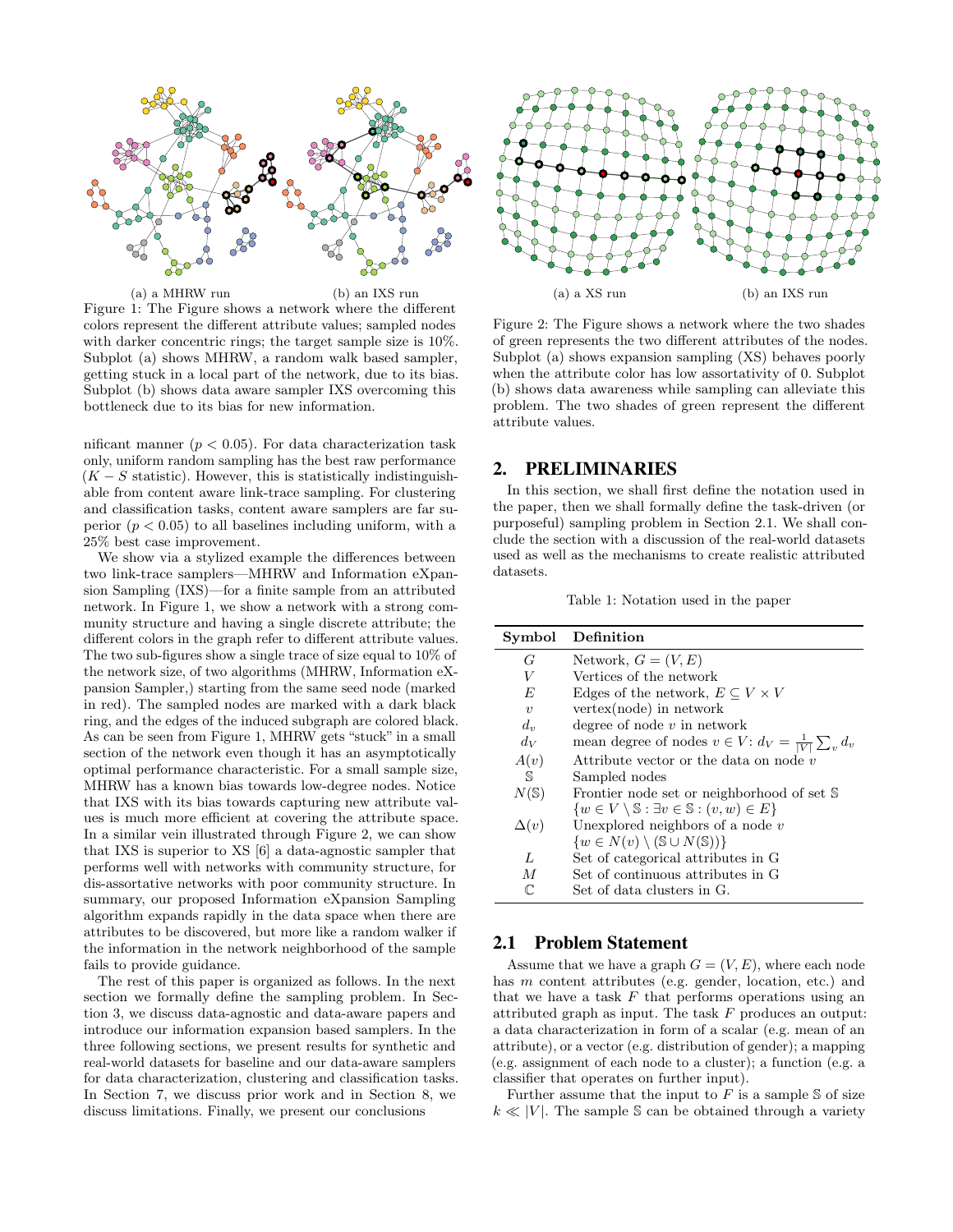(a) a MHRW run (b) an IXS run

Figure 1: The Figure shows a network where the different colors represent the different attribute values; sampled nodes with darker concentric rings; the target sample size is 10%. Subplot (a) shows MHRW, a random walk based sampler, getting stuck in a local part of the network, due to its bias. Subplot (b) shows data aware sampler IXS overcoming this bottleneck due to its bias for new information.

nificant manner ($p < 0.05$). For data characterization task only, uniform random sampling has the best raw performance ($K - S$ statistic). However, this is statistically indistinguishable from content aware link-trace sampling. For clustering and classification tasks, content aware samplers are far superior ($p < 0.05$) to all baselines including uniform, with a 25% best case improvement.

We show via a stylized example the differences between two link-trace samplers—MHRW and Information eXpansion Sampling (IXS)—for a finite sample from an attributed network. In Figure 1, we show a network with a strong community structure and having a single discrete attribute; the different colors in the graph refer to different attribute values. The two sub-figures show a single trace of size equal to 10% of the network size, of two algorithms (MHRW, Information eXpansion Sampler,) starting from the same seed node (marked in red). The sampled nodes are marked with a dark black ring, and the edges of the induced subgraph are colored black. As can be seen from Figure 1, MHRW gets "stuck" in a small section of the network even though it has an asymptotically optimal performance characteristic. For a small sample size, MHRW has a known bias towards low-degree nodes. Notice that IXS with its bias towards capturing new attribute values is much more efficient at covering the attribute space. In a similar vein illustrated through Figure 2, we can show that IXS is superior to XS [6] a data-agnostic sampler that performs well with networks with community structure, for dis-assortative networks with poor community structure. In summary, our proposed Information eXpansion Sampling algorithm expands rapidly in the data space when there are attributes to be discovered, but more like a random walker if the information in the network neighborhood of the sample fails to provide guidance.

The rest of this paper is organized as follows. In the next section we formally define the sampling problem. In Section 3, we discuss data-agnostic and data-aware papers and introduce our information expansion based samplers. In the three following sections, we present results for synthetic and real-world datasets for baseline and our data-aware samplers for data characterization, clustering and classification tasks. In Section 7, we discuss prior work and in Section 8, we discuss limitations. Finally, we present our conclusions

(a) a XS run (b) an IXS run

Figure 2: The Figure shows a network where the two shades of green represents the two different attributes of the nodes. Subplot (a) shows expansion sampling (XS) behaves poorly when the attribute color has low assortativity of 0. Subplot (b) shows data awareness while sampling can alleviate this problem. The two shades of green represent the different attribute values.

## 2. PRELIMINARIES

In this section, we shall first define the notation used in the paper, then we shall formally define the task-driven (or purposeful) sampling problem in Section 2.1. We shall conclude the section with a discussion of the real-world datasets used as well as the mechanisms to create realistic attributed datasets.

Table 1: Notation used in the paper

| Symbol | Definition |
|---|---|
| $G$ | Network, $G = (V, E)$ |
| $V$ | Vertices of the network |
| $E$ | Edges of the network, $E \subseteq V \times V$ |
| $v$ | vertex(node) in network |
| $d_v$ | degree of node $v$ in network |
| $d_V$ | mean degree of nodes $v \in V$: $d_V = \frac{1}{\|V\|} \sum_v d_v$ |
| $A(v)$ | Attribute vector or the data on node $v$ |
| $\mathbb{S}$ | Sampled nodes |
| $N(\mathbb{S})$ | Frontier node set or neighborhood of set $\mathbb{S}$ $\{w \in V \setminus \mathbb{S} : \exists v \in \mathbb{S} : (v, w) \in E\}$ |
| $\Delta(v)$ | Unexplored neighbors of a node $v$ $\{w \in N(v) \setminus (\mathbb{S} \cup N(\mathbb{S}))\}$ |
| $L$ | Set of categorical attributes in G |
| $M$ | Set of continuous attributes in G |
| $\mathbb{C}$ | Set of data clusters in G. |

### 2.1 Problem Statement

Assume that we have a graph $G = (V, E)$, where each node has $m$ content attributes (e.g. gender, location, etc.) and that we have a task $F$ that performs operations using an attributed graph as input. The task $F$ produces an output: a data characterization in form of a scalar (e.g. mean of an attribute), or a vector (e.g. distribution of gender); a mapping (e.g. assignment of each node to a cluster); a function (e.g. a classifier that operates on further input).

Further assume that the input to $F$ is a sample $\mathbb{S}$ of size $k \ll |V|$. The sample $\mathbb{S}$ can be obtained through a variety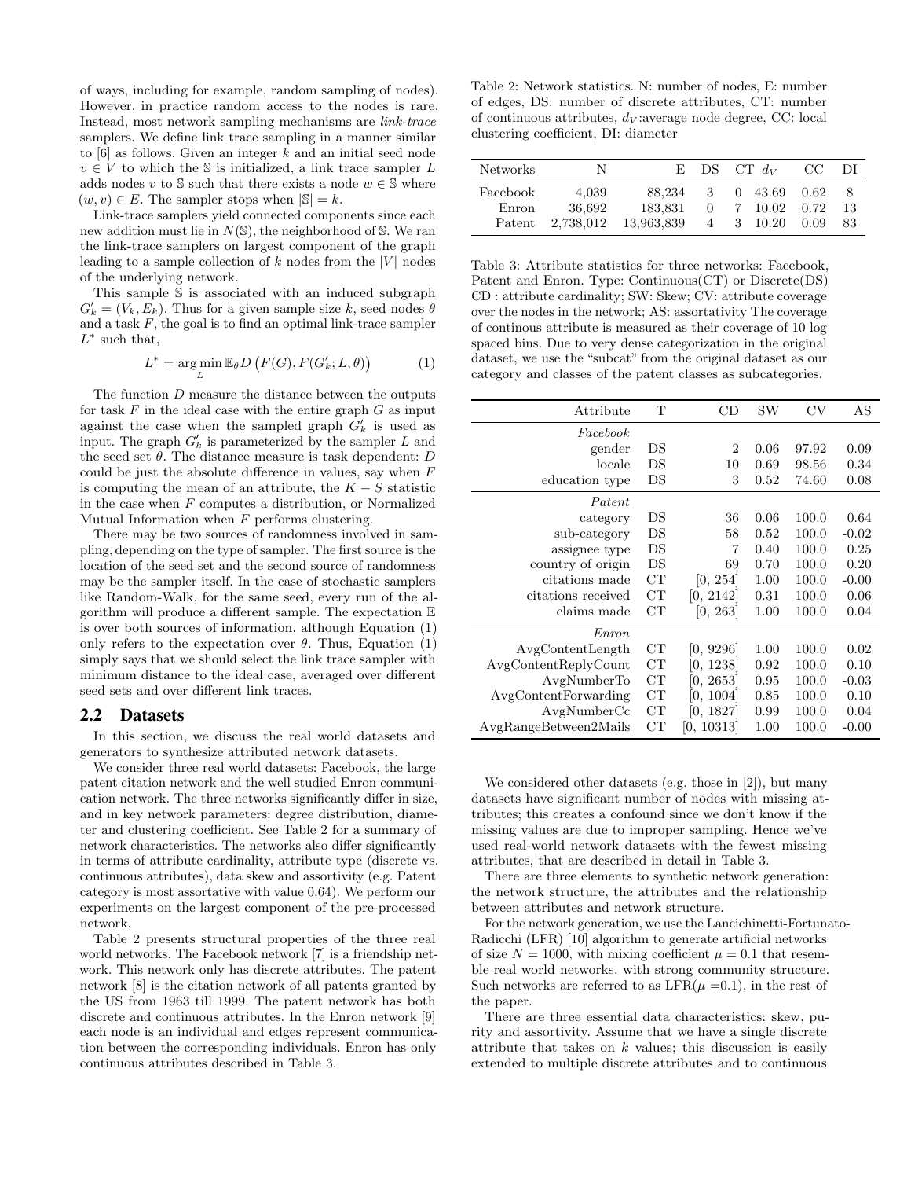of ways, including for example, random sampling of nodes). However, in practice random access to the nodes is rare. Instead, most network sampling mechanisms are *link-trace* samplers. We define link trace sampling in a manner similar to [6] as follows. Given an integer $k$ and an initial seed node $v \in V$ to which the $\mathbb{S}$ is initialized, a link trace sampler $L$ adds nodes $v$ to $\mathbb{S}$ such that there exists a node $w \in \mathbb{S}$ where $(w, v) \in E$. The sampler stops when $|\mathbb{S}| = k$.

Link-trace samplers yield connected components since each new addition must lie in $N(\mathbb{S})$, the neighborhood of $\mathbb{S}$. We ran the link-trace samplers on largest component of the graph leading to a sample collection of $k$ nodes from the $|V|$ nodes of the underlying network.

This sample $\mathbb{S}$ is associated with an induced subgraph $G'_k = (V_k, E_k)$. Thus for a given sample size $k$, seed nodes $\theta$ and a task $F$, the goal is to find an optimal link-trace sampler $L^*$ such that,

$$L^* = \arg\min_{L} \mathbb{E}_\theta D\left(F(G), F(G'_k; L, \theta)\right) \tag{1}$$

The function $D$ measure the distance between the outputs for task $F$ in the ideal case with the entire graph $G$ as input against the case when the sampled graph $G'_k$ is used as input. The graph $G'_k$ is parameterized by the sampler $L$ and the seed set $\theta$. The distance measure is task dependent: $D$ could be just the absolute difference in values, say when $F$ is computing the mean of an attribute, the $K-S$ statistic in the case when $F$ computes a distribution, or Normalized Mutual Information when $F$ performs clustering.

There may be two sources of randomness involved in sampling, depending on the type of sampler. The first source is the location of the seed set and the second source of randomness may be the sampler itself. In the case of stochastic samplers like Random-Walk, for the same seed, every run of the algorithm will produce a different sample. The expectation $\mathbb{E}$ is over both sources of information, although Equation (1) only refers to the expectation over $\theta$. Thus, Equation (1) simply says that we should select the link trace sampler with minimum distance to the ideal case, averaged over different seed sets and over different link traces.

## 2.2 Datasets

In this section, we discuss the real world datasets and generators to synthesize attributed network datasets.

We consider three real world datasets: Facebook, the large patent citation network and the well studied Enron communication network. The three networks significantly differ in size, and in key network parameters: degree distribution, diameter and clustering coefficient. See Table 2 for a summary of network characteristics. The networks also differ significantly in terms of attribute cardinality, attribute type (discrete vs. continuous attributes), data skew and assortivity (e.g. Patent category is most assortative with value 0.64). We perform our experiments on the largest component of the pre-processed network.

Table 2 presents structural properties of the three real world networks. The Facebook network [7] is a friendship network. This network only has discrete attributes. The patent network [8] is the citation network of all patents granted by the US from 1963 till 1999. The patent network has both discrete and continuous attributes. In the Enron network [9] each node is an individual and edges represent communication between the corresponding individuals. Enron has only continuous attributes described in Table 3.

Table 2: Network statistics. N: number of nodes, E: number of edges, DS: number of discrete attributes, CT: number of continuous attributes, $d_V$:average node degree, CC: local clustering coefficient, DI: diameter

| Networks | N | E | DS | CT | $d_V$ | CC | DI |
|---|---|---|---|---|---|---|---|
| Facebook | 4,039 | 88,234 | 3 | 0 | 43.69 | 0.62 | 8 |
| Enron | 36,692 | 183,831 | 0 | 7 | 10.02 | 0.72 | 13 |
| Patent | 2,738,012 | 13,963,839 | 4 | 3 | 10.20 | 0.09 | 83 |

Table 3: Attribute statistics for three networks: Facebook, Patent and Enron. Type: Continuous(CT) or Discrete(DS) CD : attribute cardinality; SW: Skew; CV: attribute coverage over the nodes in the network; AS: assortivity The coverage of continous attribute is measured as their coverage of 10 log spaced bins. Due to very dense categorization in the original dataset, we use the "subcat" from the original dataset as our category and classes of the patent classes as subcategories.

| Attribute | T | CD | SW | CV | AS |
|---|---|---|---|---|---|
| *Facebook* | | | | | |
| gender | DS | 2 | 0.06 | 97.92 | 0.09 |
| locale | DS | 10 | 0.69 | 98.56 | 0.34 |
| education type | DS | 3 | 0.52 | 74.60 | 0.08 |
| *Patent* | | | | | |
| category | DS | 36 | 0.06 | 100.0 | 0.64 |
| sub-category | DS | 58 | 0.52 | 100.0 | -0.02 |
| assignee type | DS | 7 | 0.40 | 100.0 | 0.25 |
| country of origin | DS | 69 | 0.70 | 100.0 | 0.20 |
| citations made | CT | [0, 254] | 1.00 | 100.0 | -0.00 |
| citations received | CT | [0, 2142] | 0.31 | 100.0 | 0.06 |
| claims made | CT | [0, 263] | 1.00 | 100.0 | 0.04 |
| *Enron* | | | | | |
| AvgContentLength | CT | [0, 9296] | 1.00 | 100.0 | 0.02 |
| AvgContentReplyCount | CT | [0, 1238] | 0.92 | 100.0 | 0.10 |
| AvgNumberTo | CT | [0, 2653] | 0.95 | 100.0 | -0.03 |
| AvgContentForwarding | CT | [0, 1004] | 0.85 | 100.0 | 0.10 |
| AvgNumberCc | CT | [0, 1827] | 0.99 | 100.0 | 0.04 |
| AvgRangeBetween2Mails | CT | [0, 10313] | 1.00 | 100.0 | -0.00 |

We considered other datasets (e.g. those in [2]), but many datasets have significant number of nodes with missing attributes; this creates a confound since we don't know if the missing values are due to improper sampling. Hence we've used real-world network datasets with the fewest missing attributes, that are described in detail in Table 3.

There are three elements to synthetic network generation: the network structure, the attributes and the relationship between attributes and network structure.

For the network generation, we use the Lancichinetti-Fortunato-Radicchi (LFR) [10] algorithm to generate artificial networks of size $N = 1000$, with mixing coefficient $\mu = 0.1$ that resemble real world networks. with strong community structure. Such networks are referred to as LFR($\mu$ =0.1), in the rest of the paper.

There are three essential data characteristics: skew, purity and assortivity. Assume that we have a single discrete attribute that takes on $k$ values; this discussion is easily extended to multiple discrete attributes and to continuous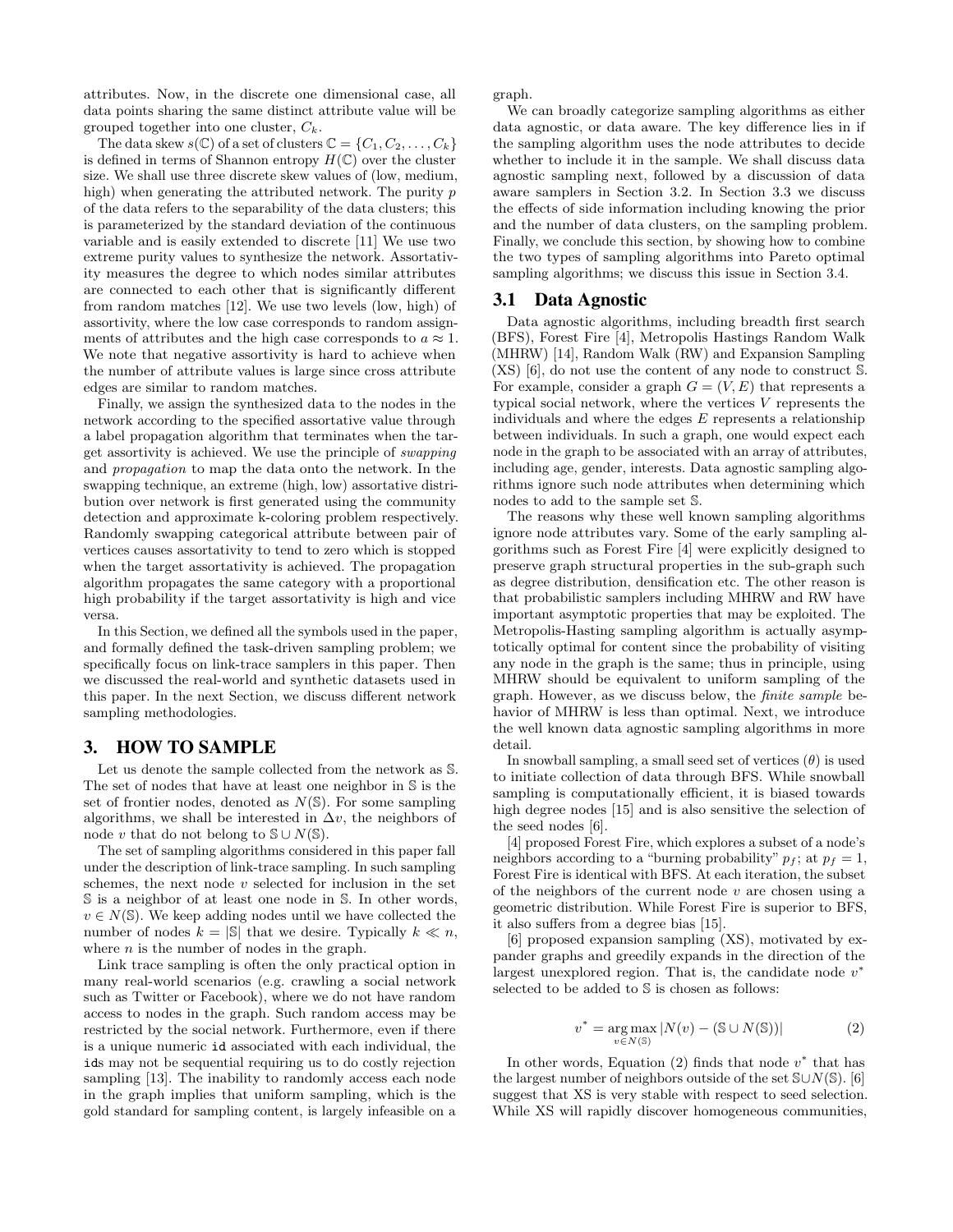attributes. Now, in the discrete one dimensional case, all data points sharing the same distinct attribute value will be grouped together into one cluster, $C_k$.

The data skew $s(\mathbb{C})$ of a set of clusters $\mathbb{C} = \{C_1, C_2, \ldots, C_k\}$ is defined in terms of Shannon entropy $H(\mathbb{C})$ over the cluster size. We shall use three discrete skew values of (low, medium, high) when generating the attributed network. The purity $p$ of the data refers to the separability of the data clusters; this is parameterized by the standard deviation of the continuous variable and is easily extended to discrete [11] We use two extreme purity values to synthesize the network. Assortativity measures the degree to which nodes similar attributes are connected to each other that is significantly different from random matches [12]. We use two levels (low, high) of assortivity, where the low case corresponds to random assignments of attributes and the high case corresponds to $a \approx 1$. We note that negative assortivity is hard to achieve when the number of attribute values is large since cross attribute edges are similar to random matches.

Finally, we assign the synthesized data to the nodes in the network according to the specified assortative value through a label propagation algorithm that terminates when the target assortivity is achieved. We use the principle of *swapping* and *propagation* to map the data onto the network. In the swapping technique, an extreme (high, low) assortative distribution over network is first generated using the community detection and approximate k-coloring problem respectively. Randomly swapping categorical attribute between pair of vertices causes assortativity to tend to zero which is stopped when the target assortativity is achieved. The propagation algorithm propagates the same category with a proportional high probability if the target assortivity is high and vice versa.

In this Section, we defined all the symbols used in the paper, and formally defined the task-driven sampling problem; we specifically focus on link-trace samplers in this paper. Then we discussed the real-world and synthetic datasets used in this paper. In the next Section, we discuss different network sampling methodologies.

## 3. HOW TO SAMPLE

Let us denote the sample collected from the network as $\mathbb{S}$. The set of nodes that have at least one neighbor in $\mathbb{S}$ is the set of frontier nodes, denoted as $N(\mathbb{S})$. For some sampling algorithms, we shall be interested in $\Delta v$, the neighbors of node $v$ that do not belong to $\mathbb{S} \cup N(\mathbb{S})$.

The set of sampling algorithms considered in this paper fall under the description of link-trace sampling. In such sampling schemes, the next node $v$ selected for inclusion in the set $\mathbb{S}$ is a neighbor of at least one node in $\mathbb{S}$. In other words, $v \in N(\mathbb{S})$. We keep adding nodes until we have collected the number of nodes $k = |\mathbb{S}|$ that we desire. Typically $k \ll n$, where $n$ is the number of nodes in the graph.

Link trace sampling is often the only practical option in many real-world scenarios (e.g. crawling a social network such as Twitter or Facebook), where we do not have random access to nodes in the graph. Such random access may be restricted by the social network. Furthermore, even if there is a unique numeric `id` associated with each individual, the `id`s may not be sequential requiring us to do costly rejection sampling [13]. The inability to randomly access each node in the graph implies that uniform sampling, which is the gold standard for sampling content, is largely infeasible on a graph.

We can broadly categorize sampling algorithms as either data agnostic, or data aware. The key difference lies in if the sampling algorithm uses the node attributes to decide whether to include it in the sample. We shall discuss data agnostic sampling next, followed by a discussion of data aware samplers in Section 3.2. In Section 3.3 we discuss the effects of side information including knowing the prior and the number of data clusters, on the sampling problem. Finally, we conclude this section, by showing how to combine the two types of sampling algorithms into Pareto optimal sampling algorithms; we discuss this issue in Section 3.4.

### 3.1 Data Agnostic

Data agnostic algorithms, including breadth first search (BFS), Forest Fire [4], Metropolis Hastings Random Walk (MHRW) [14], Random Walk (RW) and Expansion Sampling (XS) [6], do not use the content of any node to construct $\mathbb{S}$. For example, consider a graph $G = (V, E)$ that represents a typical social network, where the vertices $V$ represents the individuals and where the edges $E$ represents a relationship between individuals. In such a graph, one would expect each node in the graph to be associated with an array of attributes, including age, gender, interests. Data agnostic sampling algorithms ignore such node attributes when determining which nodes to add to the sample set $\mathbb{S}$.

The reasons why these well known sampling algorithms ignore node attributes vary. Some of the early sampling algorithms such as Forest Fire [4] were explicitly designed to preserve graph structural properties in the sub-graph such as degree distribution, densification etc. The other reason is that probabilistic samplers including MHRW and RW have important asymptotic properties that may be exploited. The Metropolis-Hasting sampling algorithm is actually asymptotically optimal for content since the probability of visiting any node in the graph is the same; thus in principle, using MHRW should be equivalent to uniform sampling of the graph. However, as we discuss below, the *finite sample* behavior of MHRW is less than optimal. Next, we introduce the well known data agnostic sampling algorithms in more detail.

In snowball sampling, a small seed set of vertices ($\theta$) is used to initiate collection of data through BFS. While snowball sampling is computationally efficient, it is biased towards high degree nodes [15] and is also sensitive the selection of the seed nodes [6].

[4] proposed Forest Fire, which explores a subset of a node's neighbors according to a "burning probability" $p_f$; at $p_f = 1$, Forest Fire is identical with BFS. At each iteration, the subset of the neighbors of the current node $v$ are chosen using a geometric distribution. While Forest Fire is superior to BFS, it also suffers from a degree bias [15].

[6] proposed expansion sampling (XS), motivated by expander graphs and greedily expands in the direction of the largest unexplored region. That is, the candidate node $v^*$ selected to be added to $\mathbb{S}$ is chosen as follows:

$$v^* = \underset{v \in N(\mathbb{S})}{\arg\max} |N(v) - (\mathbb{S} \cup N(\mathbb{S}))| \tag{2}$$

In other words, Equation (2) finds that node $v^*$ that has the largest number of neighbors outside of the set $\mathbb{S} \cup N(\mathbb{S})$. [6] suggest that XS is very stable with respect to seed selection. While XS will rapidly discover homogeneous communities,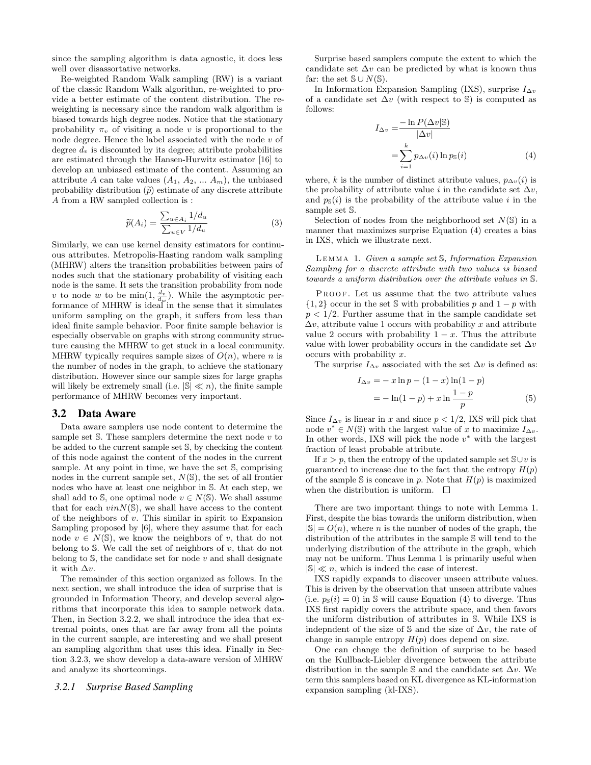since the sampling algorithm is data agnostic, it does less well over disassortative networks.

Re-weighted Random Walk sampling (RW) is a variant of the classic Random Walk algorithm, re-weighted to provide a better estimate of the content distribution. The re-weighting is necessary since the random walk algorithm is biased towards high degree nodes. Notice that the stationary probability $\pi_v$ of visiting a node $v$ is proportional to the node degree. Hence the label associated with the node $v$ of degree $d_v$ is discounted by its degree; attribute probabilities are estimated through the Hansen-Hurwitz estimator [16] to develop an unbiased estimate of the content. Assuming an attribute $A$ can take values ($A_1$, $A_2$, ... $A_m$), the unbiased probability distribution ($\widetilde{p}$) estimate of any discrete attribute $A$ from a RW sampled collection is :

$$\widetilde{p}(A_i) = \frac{\sum_{u \in A_i} 1/d_u}{\sum_{u \in V} 1/d_u} \tag{3}$$

Similarly, we can use kernel density estimators for continuous attributes. Metropolis-Hasting random walk sampling (MHRW) alters the transition probabilities between pairs of nodes such that the stationary probability of visiting each node is the same. It sets the transition probability from node $v$ to node $w$ to be $\min(1, \frac{d_v}{d_w})$. While the asymptotic performance of MHRW is ideal in the sense that it simulates uniform sampling on the graph, it suffers from less than ideal finite sample behavior. Poor finite sample behavior is especially observable on graphs with strong community structure causing the MHRW to get stuck in a local community. MHRW typically requires sample sizes of $O(n)$, where $n$ is the number of nodes in the graph, to achieve the stationary distribution. However since our sample sizes for large graphs will likely be extremely small (i.e. $|\mathbb{S}| \ll n$), the finite sample performance of MHRW becomes very important.

## 3.2 Data Aware

Data aware samplers use node content to determine the sample set $\mathbb{S}$. These samplers determine the next node $v$ to be added to the current sample set $\mathbb{S}$, by checking the content of this node against the content of the nodes in the current sample. At any point in time, we have the set $\mathbb{S}$, comprising nodes in the current sample set, $N(\mathbb{S})$, the set of all frontier nodes who have at least one neighbor in $\mathbb{S}$. At each step, we shall add to $\mathbb{S}$, one optimal node $v \in N(\mathbb{S})$. We shall assume that for each $vinN(\mathbb{S})$, we shall have access to the content of the neighbors of $v$. This similar in spirit to Expansion Sampling proposed by [6], where they assume that for each node $v \in N(\mathbb{S})$, we know the neighbors of $v$, that do not belong to $\mathbb{S}$. We call the set of neighbors of $v$, that do not belong to $\mathbb{S}$, the candidate set for node $v$ and shall designate it with $\Delta v$.

The remainder of this section organized as follows. In the next section, we shall introduce the idea of surprise that is grounded in Information Theory, and develop several algorithms that incorporate this idea to sample network data. Then, in Section 3.2.2, we shall introduce the idea that extremal points, ones that are far away from all the points in the current sample, are interesting and we shall present an sampling algorithm that uses this idea. Finally in Section 3.2.3, we show develop a data-aware version of MHRW and analyze its shortcomings.

### 3.2.1 Surprise Based Sampling

Surprise based samplers compute the extent to which the candidate set $\Delta v$ can be predicted by what is known thus far: the set $\mathbb{S} \cup N(\mathbb{S})$.

In Information Expansion Sampling (IXS), surprise $I_{\Delta v}$ of a candidate set $\Delta v$ (with respect to $\mathbb{S}$) is computed as follows:

$$\begin{aligned} I_{\Delta v} =& \frac{- \ln P(\Delta v | \mathbb{S})}{|\Delta v|} \\ =& \sum_{i=1}^{k} p_{\Delta v}(i) \ln p_{\mathbb{S}}(i) \end{aligned} \tag{4}$$

where, $k$ is the number of distinct attribute values, $p_{\Delta v}(i)$ is the probability of attribute value $i$ in the candidate set $\Delta v$, and $p_{\mathbb{S}}(i)$ is the probability of the attribute value $i$ in the sample set $\mathbb{S}$.

Selection of nodes from the neighborhood set $N(\mathbb{S})$ in a manner that maximizes surprise Equation (4) creates a bias in IXS, which we illustrate next.

LEMMA 1. *Given a sample set $\mathbb{S}$, Information Expansion Sampling for a discrete attribute with two values is biased towards a uniform distribution over the attribute values in $\mathbb{S}$.*

PROOF. Let us assume that the two attribute values $\{1, 2\}$ occur in the set $\mathbb{S}$ with probabilities $p$ and $1-p$ with $p < 1/2$. Further assume that in the sample candidate set $\Delta v$, attribute value 1 occurs with probability $x$ and attribute value 2 occurs with probability $1-x$. Thus the attribute value with lower probability occurs in the candidate set $\Delta v$ occurs with probability $x$.

The surprise $I_{\Delta v}$ associated with the set $\Delta v$ is defined as:

$$\begin{aligned} I_{\Delta v} &= -x \ln p - (1-x) \ln(1-p) \\ &= -\ln(1-p) + x \ln \frac{1-p}{p} \end{aligned} \tag{5}$$

Since $I_{\Delta v}$ is linear in $x$ and since $p < 1/2$, IXS will pick that node $v^* \in N(\mathbb{S})$ with the largest value of $x$ to maximize $I_{\Delta v}$. In other words, IXS will pick the node $v^*$ with the largest fraction of least probable attribute.

If $x > p$, then the entropy of the updated sample set $\mathbb{S} \cup v$ is guaranteed to increase due to the fact that the entropy $H(p)$ of the sample $\mathbb{S}$ is concave in $p$. Note that $H(p)$ is maximized when the distribution is uniform. □

There are two important things to note with Lemma 1. First, despite the bias towards the uniform distribution, when $|\mathbb{S}| = O(n)$, where $n$ is the number of nodes of the graph, the distribution of the attributes in the sample $\mathbb{S}$ will tend to the underlying distribution of the attribute in the graph, which may not be uniform. Thus Lemma 1 is primarily useful when $|\mathbb{S}| \ll n$, which is indeed the case of interest.

IXS rapidly expands to discover unseen attribute values. This is driven by the observation that unseen attribute values (i.e. $p_{\mathbb{S}}(i) = 0$) in $\mathbb{S}$ will cause Equation (4) to diverge. Thus IXS first rapidly covers the attribute space, and then favors the uniform distribution of attributes in $\mathbb{S}$. While IXS is indepndent of the size of $\mathbb{S}$ and the size of $\Delta v$, the rate of change in sample entropy $H(p)$ does depend on size.

One can change the definition of surprise to be based on the Kullback-Liebler divergence between the attribute distribution in the sample $\mathbb{S}$ and the candidate set $\Delta v$. We term this samplers based on KL divergence as KL-information expansion sampling (kl-IXS).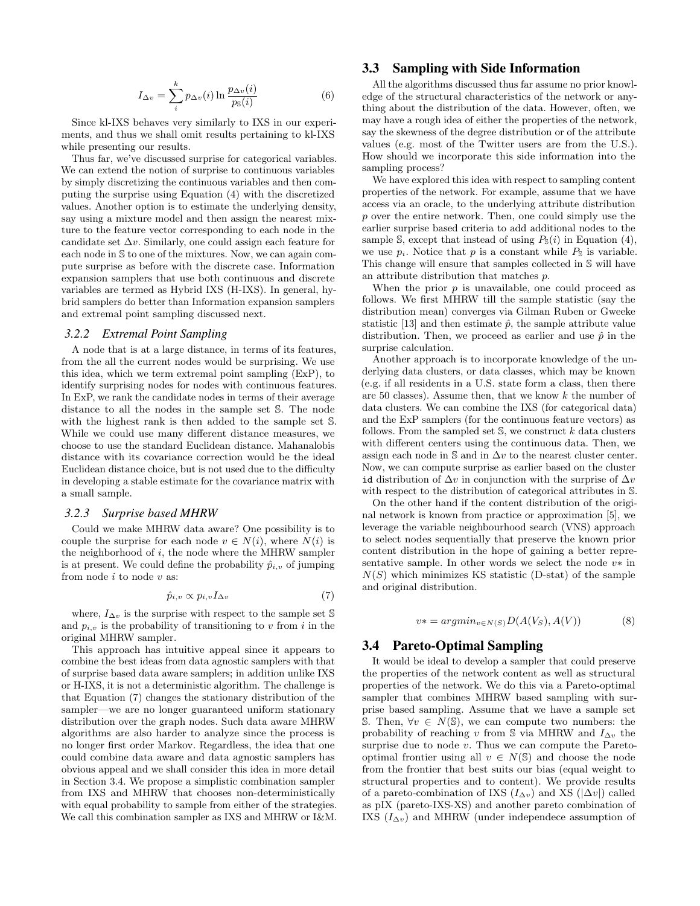$$I_{\Delta v} = \sum_{i}^{k} p_{\Delta v}(i) \ln \frac{p_{\Delta v}(i)}{p_{\mathbb{S}}(i)} \quad (6)$$

Since kl-IXS behaves very similarly to IXS in our experiments, and thus we shall omit results pertaining to kl-IXS while presenting our results.

Thus far, we've discussed surprise for categorical variables. We can extend the notion of surprise to continuous variables by simply discretizing the continuous variables and then computing the surprise using Equation (4) with the discretized values. Another option is to estimate the underlying density, say using a mixture model and then assign the nearest mixture to the feature vector corresponding to each node in the candidate set $\Delta v$. Similarly, one could assign each feature for each node in $\mathbb{S}$ to one of the mixtures. Now, we can again compute surprise as before with the discrete case. Information expansion samplers that use both continuous and discrete variables are termed as Hybrid IXS (H-IXS). In general, hybrid samplers do better than Information expansion samplers and extremal point sampling discussed next.

### 3.2.2 Extremal Point Sampling

A node that is at a large distance, in terms of its features, from the all the current nodes would be surprising. We use this idea, which we term extremal point sampling (ExP), to identify surprising nodes for nodes with continuous features. In ExP, we rank the candidate nodes in terms of their average distance to all the nodes in the sample set $\mathbb{S}$. The node with the highest rank is then added to the sample set $\mathbb{S}$. While we could use many different distance measures, we choose to use the standard Euclidean distance. Mahanalobis distance with its covariance correction would be the ideal Euclidean distance choice, but is not used due to the difficulty in developing a stable estimate for the covariance matrix with a small sample.

### 3.2.3 Surprise based MHRW

Could we make MHRW data aware? One possibility is to couple the surprise for each node $v \in N(i)$, where $N(i)$ is the neighborhood of $i$, the node where the MHRW sampler is at present. We could define the probability $\hat{p}_{i,v}$ of jumping from node $i$ to node $v$ as:

$$\hat{p}_{i,v} \propto p_{i,v} I_{\Delta v} \quad (7)$$

where, $I_{\Delta v}$ is the surprise with respect to the sample set $\mathbb{S}$ and $p_{i,v}$ is the probability of transitioning to $v$ from $i$ in the original MHRW sampler.

This approach has intuitive appeal since it appears to combine the best ideas from data agnostic samplers with that of surprise based data aware samplers; in addition unlike IXS or H-IXS, it is not a deterministic algorithm. The challenge is that Equation (7) changes the stationary distribution of the sampler—we are no longer guaranteed uniform stationary distribution over the graph nodes. Such data aware MHRW algorithms are also harder to analyze since the process is no longer first order Markov. Regardless, the idea that one could combine data aware and data agnostic samplers has obvious appeal and we shall consider this idea in more detail in Section 3.4. We propose a simplistic combination sampler from IXS and MHRW that chooses non-deterministically with equal probability to sample from either of the strategies. We call this combination sampler as IXS and MHRW or I&M.

## 3.3 Sampling with Side Information

All the algorithms discussed thus far assume no prior knowledge of the structural characteristics of the network or anything about the distribution of the data. However, often, we may have a rough idea of either the properties of the network, say the skewness of the degree distribution or of the attribute values (e.g. most of the Twitter users are from the U.S.). How should we incorporate this side information into the sampling process?

We have explored this idea with respect to sampling content properties of the network. For example, assume that we have access via an oracle, to the underlying attribute distribution $p$ over the entire network. Then, one could simply use the earlier surprise based criteria to add additional nodes to the sample $\mathbb{S}$, except that instead of using $P_{\mathbb{S}}(i)$ in Equation (4), we use $p_i$. Notice that $p$ is a constant while $P_{\mathbb{S}}$ is variable. This change will ensure that samples collected in $\mathbb{S}$ will have an attribute distribution that matches $p$.

When the prior $p$ is unavailable, one could proceed as follows. We first MHRW till the sample statistic (say the distribution mean) converges via Gilman Ruben or Gweeke statistic [13] and then estimate $\hat{p}$, the sample attribute value distribution. Then, we proceed as earlier and use $\hat{p}$ in the surprise calculation.

Another approach is to incorporate knowledge of the underlying data clusters, or data classes, which may be known (e.g. if all residents in a U.S. state form a class, then there are 50 classes). Assume then, that we know $k$ the number of data clusters. We can combine the IXS (for categorical data) and the ExP samplers (for the continuous feature vectors) as follows. From the sampled set $\mathbb{S}$, we construct $k$ data clusters with different centers using the continuous data. Then, we assign each node in $\mathbb{S}$ and in $\Delta v$ to the nearest cluster center. Now, we can compute surprise as earlier based on the cluster `id` distribution of $\Delta v$ in conjunction with the surprise of $\Delta v$ with respect to the distribution of categorical attributes in $\mathbb{S}$.

On the other hand if the content distribution of the original network is known from practice or approximation [5], we leverage the variable neighbourhood search (VNS) approach to select nodes sequentially that preserve the known prior content distribution in the hope of gaining a better representative sample. In other words we select the node $v*$ in $N(S)$ which minimizes KS statistic (D-stat) of the sample and original distribution.

$$v* = argmin_{v \in N(S)} D(A(V_S), A(V)) \quad (8)$$

## 3.4 Pareto-Optimal Sampling

It would be ideal to develop a sampler that could preserve the properties of the network content as well as structural properties of the network. We do this via a Pareto-optimal sampler that combines MHRW based sampling with surprise based sampling. Assume that we have a sample set $\mathbb{S}$. Then, $\forall v \in N(\mathbb{S})$, we can compute two numbers: the probability of reaching $v$ from $\mathbb{S}$ via MHRW and $I_{\Delta v}$ the surprise due to node $v$. Thus we can compute the Pareto-optimal frontier using all $v \in N(\mathbb{S})$ and choose the node from the frontier that best suits our bias (equal weight to structural properties and to content). We provide results of a pareto-combination of IXS ($I_{\Delta v}$) and XS ($|\Delta v|$) called as pIX (pareto-IXS-XS) and another pareto combination of IXS ($I_{\Delta v}$) and MHRW (under independece assumption of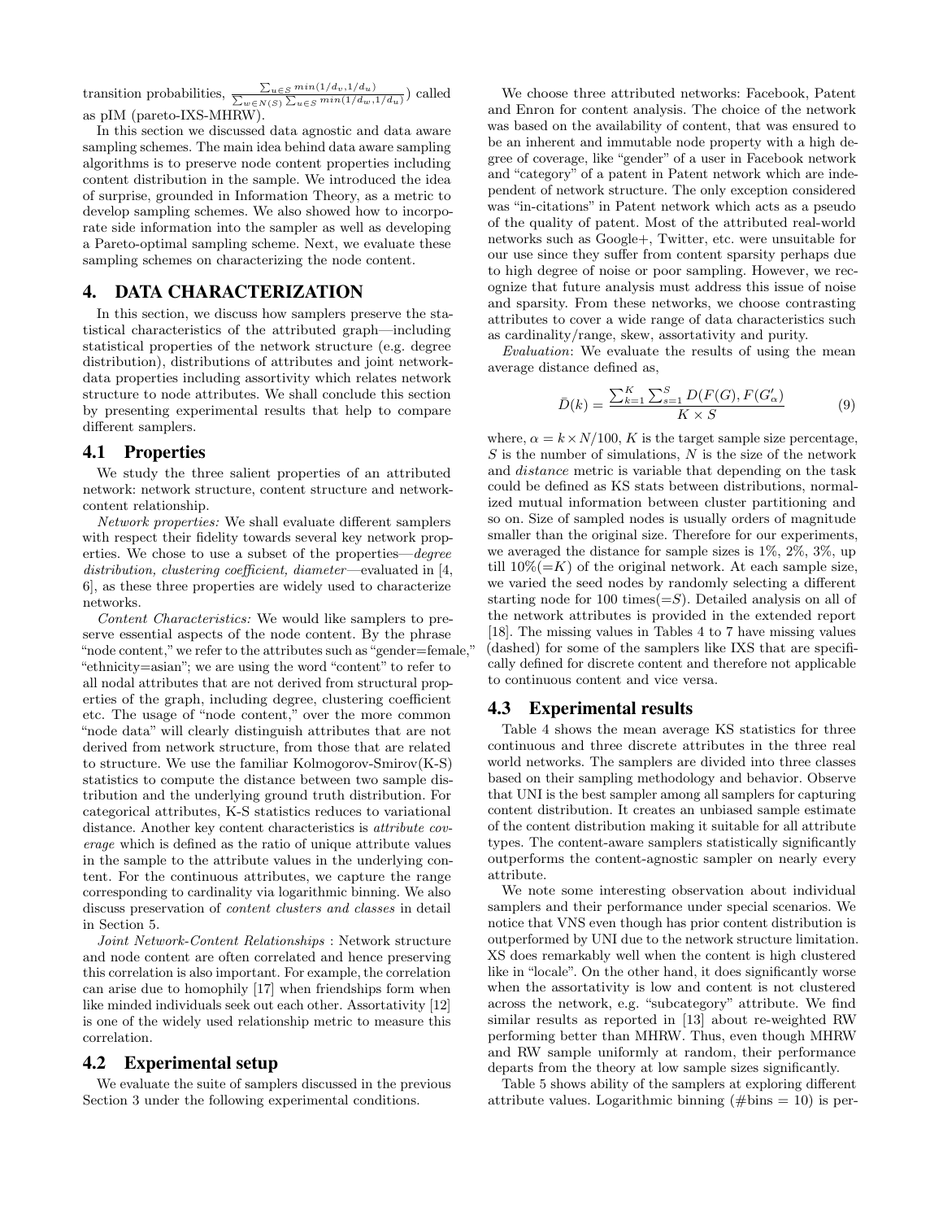transition probabilities, $\frac{\sum_{u \in S} min(1/d_v, 1/d_u)}{\sum_{w \in N(S)} \sum_{u \in S} min(1/d_w, 1/d_u)}$) called as pIM (pareto-IXS-MHRW).

In this section we discussed data agnostic and data aware sampling schemes. The main idea behind data aware sampling algorithms is to preserve node content properties including content distribution in the sample. We introduced the idea of surprise, grounded in Information Theory, as a metric to develop sampling schemes. We also showed how to incorporate side information into the sampler as well as developing a Pareto-optimal sampling scheme. Next, we evaluate these sampling schemes on characterizing the node content.

# 4. DATA CHARACTERIZATION

In this section, we discuss how samplers preserve the statistical characteristics of the attributed graph—including statistical properties of the network structure (e.g. degree distribution), distributions of attributes and joint network-data properties including assortivity which relates network structure to node attributes. We shall conclude this section by presenting experimental results that help to compare different samplers.

## 4.1 Properties

We study the three salient properties of an attributed network: network structure, content structure and network-content relationship.

*Network properties:* We shall evaluate different samplers with respect their fidelity towards several key network properties. We chose to use a subset of the properties—*degree distribution, clustering coefficient, diameter*—evaluated in [4, 6], as these three properties are widely used to characterize networks.

*Content Characteristics:* We would like samplers to preserve essential aspects of the node content. By the phrase "node content," we refer to the attributes such as "gender=female," "ethnicity=asian"; we are using the word "content" to refer to all nodal attributes that are not derived from structural properties of the graph, including degree, clustering coefficient etc. The usage of "node content," over the more common "node data" will clearly distinguish attributes that are not derived from network structure, from those that are related to structure. We use the familiar Kolmogorov-Smirov(K-S) statistics to compute the distance between two sample distribution and the underlying ground truth distribution. For categorical attributes, K-S statistics reduces to variational distance. Another key content characteristics is *attribute coverage* which is defined as the ratio of unique attribute values in the sample to the attribute values in the underlying content. For the continuous attributes, we capture the range corresponding to cardinality via logarithmic binning. We also discuss preservation of *content clusters and classes* in detail in Section 5.

*Joint Network-Content Relationships* : Network structure and node content are often correlated and hence preserving this correlation is also important. For example, the correlation can arise due to homophily [17] when friendships form when like minded individuals seek out each other. Assortivity [12] is one of the widely used relationship metric to measure this correlation.

## 4.2 Experimental setup

We evaluate the suite of samplers discussed in the previous Section 3 under the following experimental conditions.

We choose three attributed networks: Facebook, Patent and Enron for content analysis. The choice of the network was based on the availability of content, that was ensured to be an inherent and immutable node property with a high degree of coverage, like "gender" of a user in Facebook network and "category" of a patent in Patent network which are independent of network structure. The only exception considered was "in-citations" in Patent network which acts as a pseudo of the quality of patent. Most of the attributed real-world networks such as Google+, Twitter, etc. were unsuitable for our use since they suffer from content sparsity perhaps due to high degree of noise or poor sampling. However, we recognize that future analysis must address this issue of noise and sparsity. From these networks, we choose contrasting attributes to cover a wide range of data characteristics such as cardinality/range, skew, assortativity and purity.

*Evaluation*: We evaluate the results of using the mean average distance defined as,

$$\bar{D}(k) = \frac{\sum_{k=1}^{K} \sum_{s=1}^{S} D(F(G), F(G'_{\alpha})}{K \times S} \tag{9}$$

where, $\alpha = k \times N/100$, $K$ is the target sample size percentage, $S$ is the number of simulations, $N$ is the size of the network and *distance* metric is variable that depending on the task could be defined as KS stats between distributions, normalized mutual information between cluster partitioning and so on. Size of sampled nodes is usually orders of magnitude smaller than the original size. Therefore for our experiments, we averaged the distance for sample sizes is 1%, 2%, 3%, up till 10%(=$K$) of the original network. At each sample size, we varied the seed nodes by randomly selecting a different starting node for 100 times(=$S$). Detailed analysis on all of the network attributes is provided in the extended report [18]. The missing values in Tables 4 to 7 have missing values (dashed) for some of the samplers like IXS that are specifically defined for discrete content and therefore not applicable to continuous content and vice versa.

## 4.3 Experimental results

Table 4 shows the mean average KS statistics for three continuous and three discrete attributes in the three real world networks. The samplers are divided into three classes based on their sampling methodology and behavior. Observe that UNI is the best sampler among all samplers for capturing content distribution. It creates an unbiased sample estimate of the content distribution making it suitable for all attribute types. The content-aware samplers statistically significantly outperforms the content-agnostic sampler on nearly every attribute.

We note some interesting observation about individual samplers and their performance under special scenarios. We notice that VNS even though has prior content distribution is outperformed by UNI due to the network structure limitation. XS does remarkably well when the content is high clustered like in "locale". On the other hand, it does significantly worse when the assortativity is low and content is not clustered across the network, e.g. "subcategory" attribute. We find similar results as reported in [13] about re-weighted RW performing better than MHRW. Thus, even though MHRW and RW sample uniformly at random, their performance departs from the theory at low sample sizes significantly.

Table 5 shows ability of the samplers at exploring different attribute values. Logarithmic binning (#bins = 10) is per-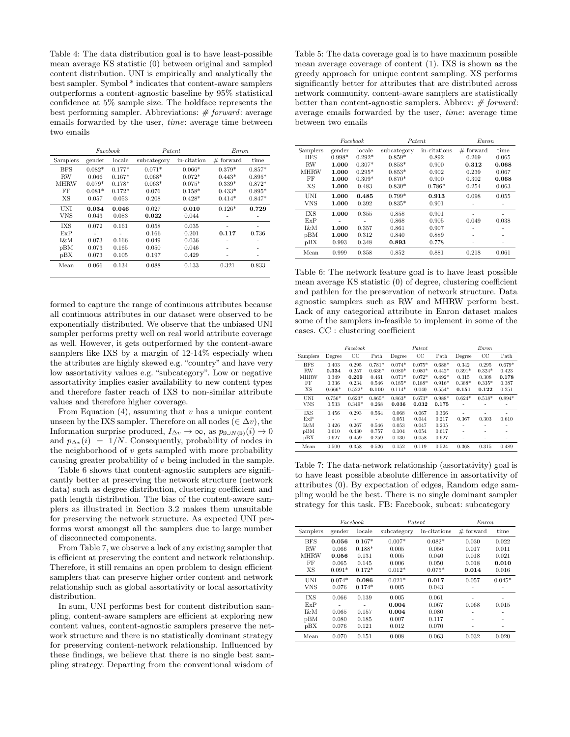Table 4: The data distribution goal is to have least-possible mean average KS statistic (0) between original and sampled content distribution. UNI is empirically and analytically the best sampler. Symbol * indicates that content-aware samplers outperforms a content-agnostic baseline by 95% statistical confidence at 5% sample size. The boldface represents the best performing sampler. Abbreviations: *# forward*: average emails forwarded by the user, *time*: average time between two emails

| | *Facebook* | | *Patent* | | *Enron* | |
|---|---|---|---|---|---|---|
| Samplers | gender | locale | subcategory | in-citation | # forward | time |
| BFS | 0.082* | 0.177* | 0.071* | 0.066* | 0.379* | 0.857* |
| RW | 0.066 | 0.167* | 0.068* | 0.072* | 0.443* | 0.895* |
| MHRW | 0.079* | 0.178* | 0.063* | 0.075* | 0.339* | 0.872* |
| FF | 0.081* | 0.172* | 0.076 | 0.158* | 0.433* | 0.895* |
| XS | 0.057 | 0.053 | 0.208 | 0.428* | 0.414* | 0.847* |
| UNI | **0.034** | **0.046** | 0.027 | **0.010** | 0.126* | **0.729** |
| VNS | 0.043 | 0.083 | **0.022** | 0.044 | - | - |
| IXS | 0.072 | 0.161 | 0.058 | 0.035 | - | - |
| ExP | - | - | 0.166 | 0.201 | **0.117** | 0.736 |
| I&M | 0.073 | 0.166 | 0.049 | 0.036 | - | - |
| pBM | 0.073 | 0.165 | 0.050 | 0.046 | - | - |
| pBX | 0.073 | 0.105 | 0.197 | 0.429 | - | - |
| Mean | 0.066 | 0.134 | 0.088 | 0.133 | 0.321 | 0.833 |

formed to capture the range of continuous attributes because all continuous attributes in our dataset were observed to be exponentially distributed. We observe that the unbiased UNI sampler performs pretty well on real world attribute coverage as well. However, it gets outperformed by the content-aware samplers like IXS by a margin of 12-14% especially when the attributes are highly skewed e.g. "country" and have very low assortativity values e.g. "subcategory". Low or negative assortativity implies easier availability to new content types and therefore faster reach of IXS to non-similar attribute values and therefore higher coverage.

From Equation (4), assuming that $v$ has a unique content unseen by the IXS sampler. Therefore on all nodes ($\in \Delta v$), the Information surprise produced, $I_{\Delta v} \to \infty$, as $p_{\mathbb{S} \cup N(\mathbb{S})}(i) \to 0$ and $p_{\Delta v}(i) = 1/N$. Consequently, probability of nodes in the neighborhood of $v$ gets sampled with more probability causing greater probability of $v$ being included in the sample.

Table 6 shows that content-agnostic samplers are significantly better at preserving the network structure (network data) such as degree distribution, clustering coefficient and path length distribution. The bias of the content-aware samplers as illustrated in Section 3.2 makes them unsuitable for preserving the network structure. As expected UNI performs worst amongst all the samplers due to large number of disconnected components.

From Table 7, we observe a lack of any existing sampler that is efficient at preserving the content and network relationship. Therefore, it still remains an open problem to design efficient samplers that can preserve higher order content and network relationship such as global assortativity or local assortativity distribution.

In sum, UNI performs best for content distribution sampling, content-aware samplers are efficient at exploring new content values, content-agnostic samplers preserve the network structure and there is no statistically dominant strategy for preserving content-network relationship. Influenced by these findings, we believe that there is no single best sampling strategy. Departing from the conventional wisdom of

Table 5: The data coverage goal is to have maximum possible mean average coverage of content (1). IXS is shown as the greedy approach for unique content sampling. XS performs significantly better for attributes that are distributed across network community. content-aware samplers are statistically better than content-agnostic samplers. Abbrev: *# forward*: average emails forwarded by the user, *time*: average time between two emails

| | *Facebook* | | *Patent* | | *Enron* | |
|---|---|---|---|---|---|---|
| Samplers | gender | locale | subcategory | in-citations | # forward | time |
| BFS | 0.998* | 0.292* | 0.859* | 0.892 | 0.269 | 0.065 |
| RW | **1.000** | 0.307* | 0.853* | 0.900 | **0.312** | **0.068** |
| MHRW | **1.000** | 0.295* | 0.853* | 0.902 | 0.239 | 0.067 |
| FF | **1.000** | 0.309* | 0.870* | 0.900 | 0.302 | **0.068** |
| XS | **1.000** | 0.483 | 0.830* | 0.786* | 0.254 | 0.063 |
| UNI | **1.000** | **0.485** | 0.799* | **0.913** | 0.098 | 0.055 |
| VNS | **1.000** | 0.392 | 0.835* | 0.901 | - | - |
| IXS | **1.000** | 0.355 | 0.858 | 0.901 | - | - |
| ExP | - | - | 0.868 | 0.905 | 0.049 | 0.038 |
| I&M | **1.000** | 0.357 | 0.861 | 0.907 | - | - |
| pBM | **1.000** | 0.312 | 0.840 | 0.889 | - | - |
| pBX | 0.993 | 0.348 | **0.893** | 0.778 | - | - |
| Mean | 0.999 | 0.358 | 0.852 | 0.881 | 0.218 | 0.061 |

Table 6: The network feature goal is to have least possible mean average KS statistic (0) of degree, clustering coefficient and pathlen for the preservation of network structure. Data agnostic samplers such as RW and MHRW perform best. Lack of any categorical attribute in Enron dataset makes some of the samplers in-feasible to implement in some of the cases. CC : clustering coefficient

| | *Facebook* | | | *Patent* | | | *Enron* | | |
|---|---|---|---|---|---|---|---|---|---|
| Samplers | Degree | CC | Path | Degree | CC | Path | Degree | CC | Path |
| BFS | 0.403 | 0.295 | 0.781* | 0.074* | 0.075* | 0.688* | 0.342 | 0.295 | 0.679* |
| RW | **0.334** | 0.257 | 0.636* | 0.080* | 0.080* | 0.442* | 0.391* | 0.324* | 0.423 |
| MHRW | 0.349 | **0.209** | 0.461 | 0.071* | 0.072* | 0.492* | 0.315 | 0.308 | **0.178** |
| FF | 0.336 | 0.234 | 0.546 | 0.185* | 0.188* | 0.916* | 0.388* | 0.335* | 0.387 |
| XS | 0.666* | 0.522* | **0.100** | 0.114* | 0.040 | 0.554* | **0.151** | **0.122** | 0.251 |
| UNI | 0.756* | 0.623* | 0.865* | 0.863* | 0.673* | 0.988* | 0.624* | 0.518* | 0.894* |
| VNS | 0.533 | 0.349* | 0.268 | **0.036** | **0.032** | **0.175** | - | - | - |
| IXS | 0.456 | 0.293 | 0.564 | 0.068 | 0.067 | 0.366 | - | - | - |
| ExP | - | - | - | 0.051 | 0.044 | 0.217 | 0.367 | 0.303 | 0.610 |
| I&M | 0.426 | 0.267 | 0.546 | 0.053 | 0.047 | 0.205 | - | - | - |
| pBM | 0.610 | 0.430 | 0.757 | 0.104 | 0.054 | 0.617 | - | - | - |
| pBX | 0.627 | 0.459 | 0.259 | 0.130 | 0.058 | 0.627 | - | - | - |
| Mean | 0.500 | 0.358 | 0.526 | 0.152 | 0.119 | 0.524 | 0.368 | 0.315 | 0.489 |

Table 7: The data-network relationship (assortativity) goal is to have least possible absolute difference in assortativity of attributes (0). By expectation of edges, Random edge sampling would be the best. There is no single dominant sampler strategy for this task. FB: Facebook, subcat: subcategory

| | *Facebook* | | *Patent* | | *Enron* | |
|---|---|---|---|---|---|---|
| Samplers | gender | locale | subcategory | in-citations | # forward | time |
| BFS | **0.056** | 0.167* | 0.007* | 0.082* | 0.030 | 0.022 |
| RW | 0.066 | 0.188* | 0.005 | 0.056 | 0.017 | 0.011 |
| MHRW | **0.056** | 0.131 | 0.005 | 0.040 | 0.018 | 0.021 |
| FF | 0.065 | 0.145 | 0.006 | 0.050 | 0.018 | **0.010** |
| XS | 0.091* | 0.172* | 0.012* | 0.075* | **0.014** | 0.016 |
| UNI | 0.074* | **0.086** | 0.021* | **0.017** | 0.057 | 0.045* |
| VNS | 0.076 | 0.174* | 0.005 | 0.043 | - | - |
| IXS | 0.066 | 0.139 | 0.005 | 0.061 | - | - |
| ExP | - | - | **0.004** | 0.067 | 0.068 | 0.015 |
| I&M | 0.065 | 0.157 | **0.004** | 0.080 | - | - |
| pBM | 0.080 | 0.185 | 0.007 | 0.117 | - | - |
| pBX | 0.076 | 0.121 | 0.012 | 0.070 | - | - |
| Mean | 0.070 | 0.151 | 0.008 | 0.063 | 0.032 | 0.020 |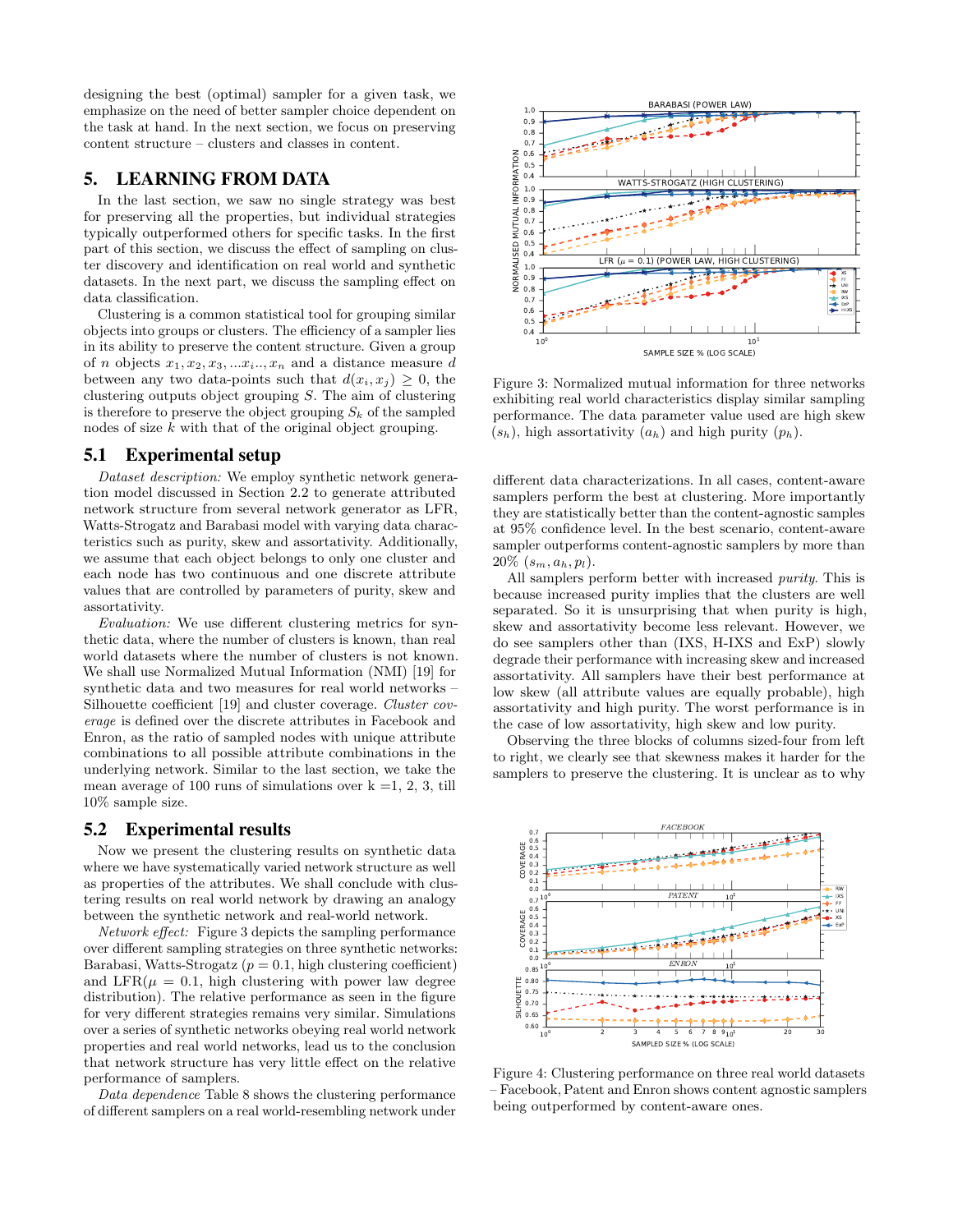designing the best (optimal) sampler for a given task, we emphasize on the need of better sampler choice dependent on the task at hand. In the next section, we focus on preserving content structure – clusters and classes in content.

## 5. LEARNING FROM DATA

In the last section, we saw no single strategy was best for preserving all the properties, but individual strategies typically outperformed others for specific tasks. In the first part of this section, we discuss the effect of sampling on cluster discovery and identification on real world and synthetic datasets. In the next part, we discuss the sampling effect on data classification.

Clustering is a common statistical tool for grouping similar objects into groups or clusters. The efficiency of a sampler lies in its ability to preserve the content structure. Given a group of $n$ objects $x_1, x_2, x_3, ...x_i.., x_n$ and a distance measure $d$ between any two data-points such that $d(x_i, x_j) \geq 0$, the clustering outputs object grouping $S$. The aim of clustering is therefore to preserve the object grouping $S_k$ of the sampled nodes of size $k$ with that of the original object grouping.

### 5.1 Experimental setup

*Dataset description:* We employ synthetic network generation model discussed in Section 2.2 to generate attributed network structure from several network generator as LFR, Watts-Strogatz and Barabasi model with varying data characteristics such as purity, skew and assortativity. Additionally, we assume that each object belongs to only one cluster and each node has two continuous and one discrete attribute values that are controlled by parameters of purity, skew and assortativity.

*Evaluation:* We use different clustering metrics for synthetic data, where the number of clusters is known, than real world datasets where the number of clusters is not known. We shall use Normalized Mutual Information (NMI) [19] for synthetic data and two measures for real world networks – Silhouette coefficient [19] and cluster coverage. *Cluster coverage* is defined over the discrete attributes in Facebook and Enron, as the ratio of sampled nodes with unique attribute combinations to all possible attribute combinations in the underlying network. Similar to the last section, we take the mean average of 100 runs of simulations over k =1, 2, 3, till 10% sample size.

### 5.2 Experimental results

Now we present the clustering results on synthetic data where we have systematically varied network structure as well as properties of the attributes. We shall conclude with clustering results on real world networks by drawing an analogy between the synthetic network and real-world network.

*Network effect:* Figure 3 depicts the sampling performance over different sampling strategies on three synthetic networks: Barabasi, Watts-Strogatz ($p = 0.1$, high clustering coefficient) and LFR($\mu = 0.1$, high clustering with power law degree distribution). The relative performance as seen in the figure for very different strategies remains very similar. Simulations over a series of synthetic networks obeying real world network properties and real world networks, lead us to the conclusion that network structure has very little effect on the relative performance of samplers.

*Data dependence* Table 8 shows the clustering performance of different samplers on a real world-resembling network under

Figure 3: Normalized mutual information for three networks exhibiting real world characteristics display similar sampling performance. The data parameter value used are high skew ($s_h$), high assortativity ($a_h$) and high purity ($p_h$).

different data characterizations. In all cases, content-aware samplers perform the best at clustering. More importantly they are statistically better than the content-agnostic samples at 95% confidence level. In the best scenario, content-aware sampler outperforms content-agnostic samplers by more than 20% ($s_m, a_h, p_l$).

All samplers perform better with increased *purity*. This is because increased purity implies that the clusters are well separated. So it is unsurprising that when purity is high, skew and assortativity become less relevant. However, we do see samplers other than (IXS, H-IXS and ExP) slowly degrade their performance with increasing skew and increased assortativity. All samplers have their best performance at low skew (all attribute values are equally probable), high assortativity and high purity. The worst performance is in the case of low assortativity, high skew and low purity.

Observing the three blocks of columns sized-four from left to right, we clearly see that skewness makes it harder for the samplers to preserve the clustering. It is unclear as to why

Figure 4: Clustering performance on three real world datasets – Facebook, Patent and Enron shows content agnostic samplers being outperformed by content-aware ones.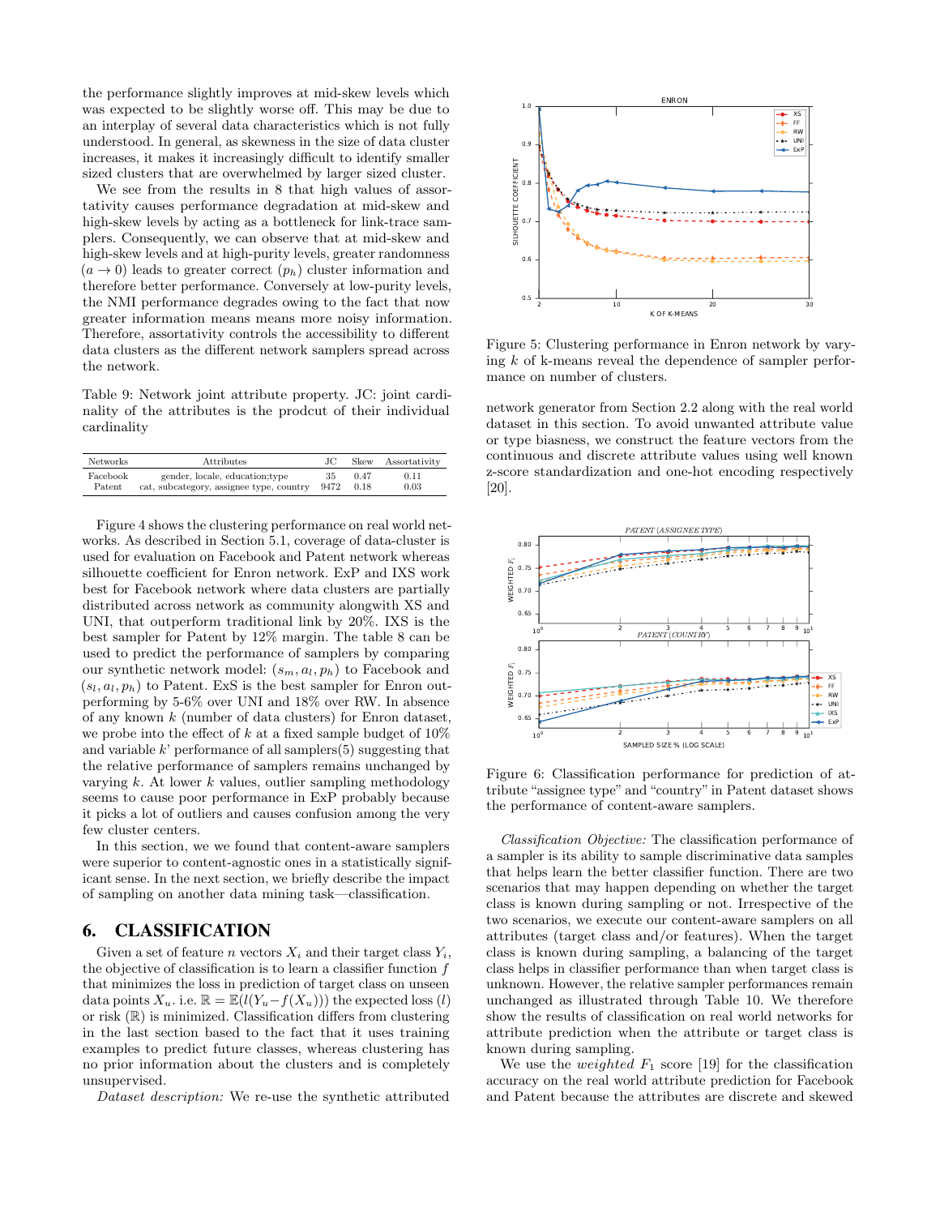the performance slightly improves at mid-skew levels which was expected to be slightly worse off. This may be due to an interplay of several data characteristics which is not fully understood. In general, as skewness in the size of data cluster increases, it makes it increasingly difficult to identify smaller sized clusters that are overwhelmed by larger sized cluster.

We see from the results in 8 that high values of assortativity causes performance degradation at mid-skew and high-skew levels by acting as a bottleneck for link-trace samplers. Consequently, we can observe that at mid-skew and high-skew levels and at high-purity levels, greater randomness ($a \rightarrow 0$) leads to greater correct ($p_h$) cluster information and therefore better performance. Conversely at low-purity levels, the NMI performance degrades owing to the fact that now greater information means means more noisy information. Therefore, assortativity controls the accessibility to different data clusters as the different network samplers spread across the network.

Table 9: Network joint attribute property. JC: joint cardinality of the attributes is the prodcut of their individual cardinality

| Networks | Attributes | JC | Skew | Assortativity |
|---|---|---|---|---|
| Facebook | gender, locale, education;type | 35 | 0.47 | 0.11 |
| Patent | cat, subcategory, assignee type, country | 9472 | 0.18 | 0.03 |

Figure 4 shows the clustering performance on real world networks. As described in Section 5.1, coverage of data-cluster is used for evaluation on Facebook and Patent network whereas silhouette coefficient for Enron network. ExP and IXS work best for Facebook network where data clusters are partially distributed across network as community alongwith XS and UNI, that outperform traditional link by 20%. IXS is the best sampler for Patent by 12% margin. The table 8 can be used to predict the performance of samplers by comparing our synthetic network model: $(s_m, a_l, p_h)$ to Facebook and $(s_l, a_l, p_h)$ to Patent. ExS is the best sampler for Enron outperforming by 5-6% over UNI and 18% over RW. In absence of any known $k$ (number of data clusters) for Enron dataset, we probe into the effect of $k$ at a fixed sample budget of 10% and variable $k$' performance of all samplers(5) suggesting that the relative performance of samplers remains unchanged by varying $k$. At lower $k$ values, outlier sampling methodology seems to cause poor performance in ExP probably because it picks a lot of outliers and causes confusion among the very few cluster centers.

In this section, we we found that content-aware samplers were superior to content-agnostic ones in a statistically significant sense. In the next section, we briefly describe the impact of sampling on another data mining task—classification.

# 6. CLASSIFICATION

Given a set of feature $n$ vectors $X_i$ and their target class $Y_i$, the objective of classification is to learn a classifier function $f$ that minimizes the loss in prediction of target class on unseen data points $X_u$. i.e. $\mathbb{R} = \mathbb{E}(l(Y_u - f(X_u)))$ the expected loss ($l$) or risk ($\mathbb{R}$) is minimized. Classification differs from clustering in the last section based to the fact that it uses training examples to predict future classes, whereas clustering has no prior information about the clusters and is completely unsupervised.

*Dataset description:* We re-use the synthetic attributed network generator from Section 2.2 along with the real world dataset in this section. To avoid unwanted attribute value or type biasness, we construct the feature vectors from the continuous and discrete attribute values using well known z-score standardization and one-hot encoding respectively [20].

Figure 5: Clustering performance in Enron network by varying $k$ of k-means reveal the dependence of sampler performance on number of clusters.

Figure 6: Classification performance for prediction of attribute "assignee type" and "country" in Patent dataset shows the performance of content-aware samplers.

*Classification Objective:* The classification performance of a sampler is its ability to sample discriminative data samples that helps learn the better classifier function. There are two scenarios that may happen depending on whether the target class is known during sampling or not. Irrespective of the two scenarios, we execute our content-aware samplers on all attributes (target class and/or features). When the target class is known during sampling, a balancing of the target class helps in classifier performance than when target class is unknown. However, the relative sampler performances remain unchanged as illustrated through Table 10. We therefore show the results of classification on real world networks for attribute prediction when the attribute or target class is known during sampling.

We use the *weighted* $F_1$ score [19] for the classification accuracy on the real world attribute prediction for Facebook and Patent because the attributes are discrete and skewed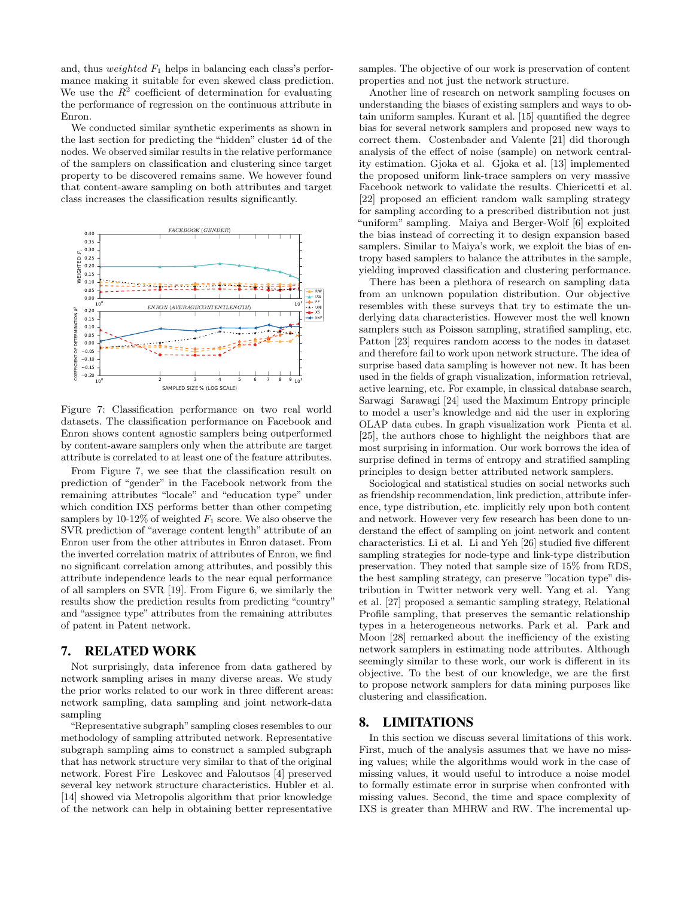and, thus *weighted* $F_1$ helps in balancing each class's performance making it suitable for even skewed class prediction. We use the $R^2$ coefficient of determination for evaluating the performance of regression on the continuous attribute in Enron.

We conducted similar synthetic experiments as shown in the last section for predicting the "hidden" cluster `id` of the nodes. We observed similar results in the relative performance of the samplers on classification and clustering since target property to be discovered remains same. We however found that content-aware sampling on both attributes and target class increases the classification results significantly.

Figure 7: Classification performance on two real world datasets. The classification performance on Facebook and Enron shows content agnostic samplers being outperformed by content-aware samplers only when the attribute are target attribute is correlated to at least one of the feature attributes.

From Figure 7, we see that the classification result on prediction of "gender" in the Facebook network from the remaining attributes "locale" and "education type" under which condition IXS performs better than other competing samplers by 10-12% of weighted $F_1$ score. We also observe the SVR prediction of "average content length" attribute of an Enron user from the other attributes in Enron dataset. From the inverted correlation matrix of attributes of Enron, we find no significant correlation among attributes, and possibly this attribute independence leads to the near equal performance of all samplers on SVR [19]. From Figure 6, we similarly the results show the prediction results from predicting "country" and "assignee type" attributes from the remaining attributes of patent in Patent network.

## 7. RELATED WORK

Not surprisingly, data inference from data gathered by network sampling arises in many diverse areas. We study the prior works related to our work in three different areas: network sampling, data sampling and joint network-data sampling

"Representative subgraph" sampling closes resembles to our methodology of sampling attributed network. Representative subgraph sampling aims to construct a sampled subgraph that has network structure very similar to that of the original network. Forest Fire Leskovec and Faloutsos [4] preserved several key network structure characteristics. Hubler et al. [14] showed via Metropolis algorithm that prior knowledge of the network can help in obtaining better representative samples. The objective of our work is preservation of content properties and not just the network structure.

Another line of research on network sampling focuses on understanding the biases of existing samplers and ways to obtain uniform samples. Kurant et al. [15] quantified the degree bias for several network samplers and proposed new ways to correct them. Costenbader and Valente [21] did thorough analysis of the effect of noise (sample) on network centrality estimation. Gjoka et al. Gjoka et al. [13] implemented the proposed uniform link-trace samplers on very massive Facebook network to validate the results. Chiericetti et al. [22] proposed an efficient random walk sampling strategy for sampling according to a prescribed distribution not just "uniform" sampling. Maiya and Berger-Wolf [6] exploited the bias instead of correcting it to design expansion based samplers. Similar to Maiya's work, we exploit the bias of entropy based samplers to balance the attributes in the sample, yielding improved classification and clustering performance.

There has been a plethora of research on sampling data from an unknown population distribution. Our objective resembles with these surveys that try to estimate the underlying data characteristics. However most the well known samplers such as Poisson sampling, stratified sampling, etc. Patton [23] requires random access to the nodes in dataset and therefore fail to work upon network structure. The idea of surprise based data sampling is however not new. It has been used in the fields of graph visualization, information retrieval, active learning, etc. For example, in classical database search, Sarwagi Sarawagi [24] used the Maximum Entropy principle to model a user's knowledge and aid the user in exploring OLAP data cubes. In graph visualization work Pienta et al. [25], the authors chose to highlight the neighbors that are most surprising in information. Our work borrows the idea of surprise defined in terms of entropy and stratified sampling principles to design better attributed network samplers.

Sociological and statistical studies on social networks such as friendship recommendation, link prediction, attribute inference, type distribution, etc. implicitly rely upon both content and network. However very few research has been done to understand the effect of sampling on joint network and content characteristics. Li et al. Li and Yeh [26] studied five different sampling strategies for node-type and link-type distribution preservation. They noted that sample size of 15% from RDS, the best sampling strategy, can preserve "location type" distribution in Twitter network very well. Yang et al. Yang et al. [27] proposed a semantic sampling strategy, Relational Profile sampling, that preserves the semantic relationship types in a heterogeneous networks. Park et al. Park and Moon [28] remarked about the inefficiency of the existing network samplers in estimating node attributes. Although seemingly similar to these work, our work is different in its objective. To the best of our knowledge, we are the first to propose network samplers for data mining purposes like clustering and classification.

## 8. LIMITATIONS

In this section we discuss several limitations of this work. First, much of the analysis assumes that we have no missing values; while the algorithms would work in the case of missing values, it would useful to introduce a noise model to formally estimate error in surprise when confronted with missing values. Second, the time and space complexity of IXS is greater than MHRW and RW. The incremental up-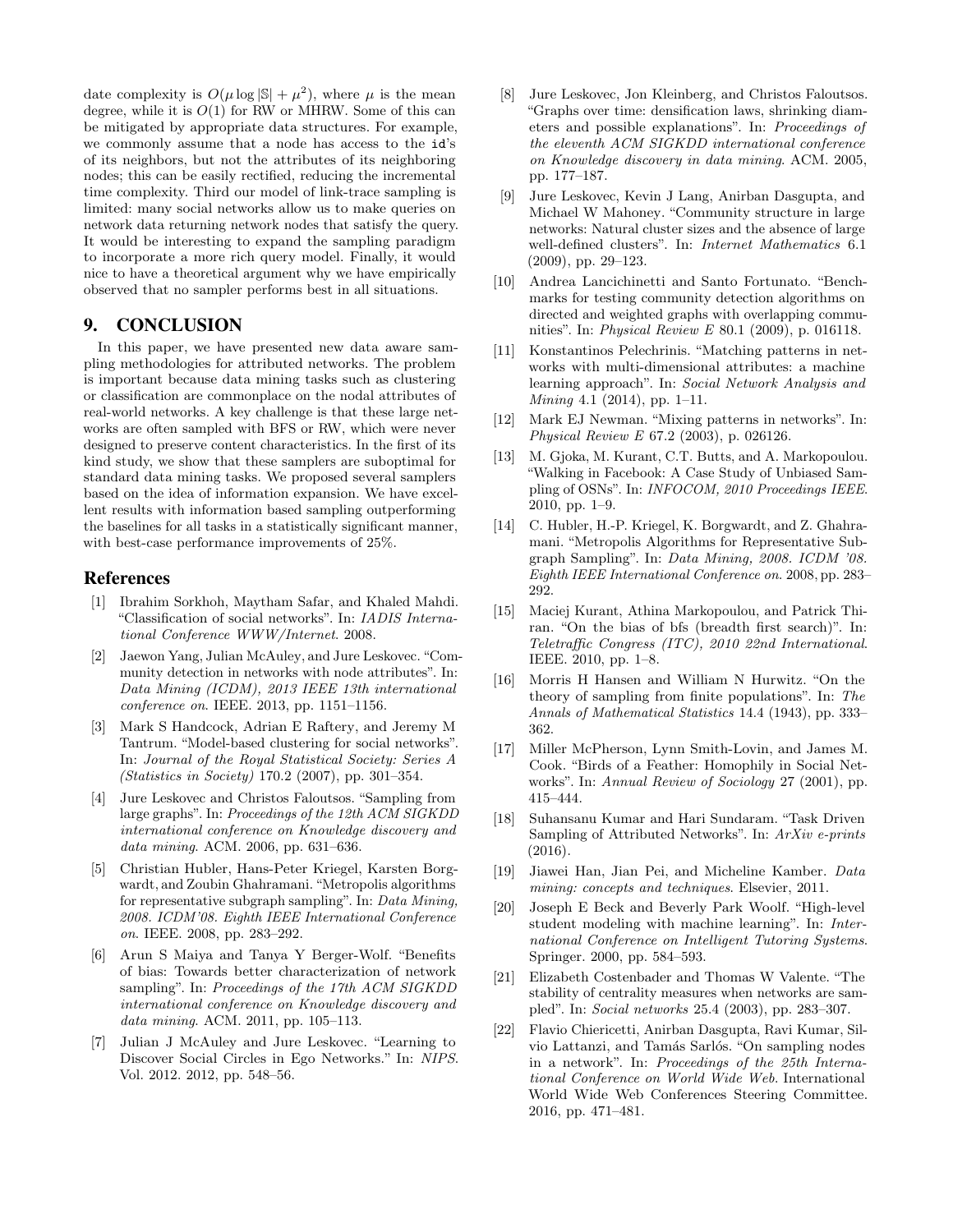date complexity is $O(\mu \log |\mathbb{S}| + \mu^2)$, where $\mu$ is the mean degree, while it is $O(1)$ for RW or MHRW. Some of this can be mitigated by appropriate data structures. For example, we commonly assume that a node has access to the `id`'s of its neighbors, but not the attributes of its neighboring nodes; this can be easily rectified, reducing the incremental time complexity. Third our model of link-trace sampling is limited: many social networks allow us to make queries on network data returning network nodes that satisfy the query. It would be interesting to expand the sampling paradigm to incorporate a more rich query model. Finally, it would nice to have a theoretical argument why we have empirically observed that no sampler performs best in all situations.

## 9. CONCLUSION

In this paper, we have presented new data aware sampling methodologies for attributed networks. The problem is important because data mining tasks such as clustering or classification are commonplace on the nodal attributes of real-world networks. A key challenge is that these large networks are often sampled with BFS or RW, which were never designed to preserve content characteristics. In the first of its kind study, we show that these samplers are suboptimal for standard data mining tasks. We proposed several samplers based on the idea of information expansion. We have excellent results with information based sampling outperforming the baselines for all tasks in a statistically significant manner, with best-case performance improvements of 25%.

## References

[1] Ibrahim Sorkhoh, Maytham Safar, and Khaled Mahdi. "Classification of social networks". In: *IADIS International Conference WWW/Internet*. 2008.

[2] Jaewon Yang, Julian McAuley, and Jure Leskovec. "Community detection in networks with node attributes". In: *Data Mining (ICDM), 2013 IEEE 13th international conference on*. IEEE. 2013, pp. 1151–1156.

[3] Mark S Handcock, Adrian E Raftery, and Jeremy M Tantrum. "Model-based clustering for social networks". In: *Journal of the Royal Statistical Society: Series A (Statistics in Society)* 170.2 (2007), pp. 301–354.

[4] Jure Leskovec and Christos Faloutsos. "Sampling from large graphs". In: *Proceedings of the 12th ACM SIGKDD international conference on Knowledge discovery and data mining*. ACM. 2006, pp. 631–636.

[5] Christian Hubler, Hans-Peter Kriegel, Karsten Borgwardt, and Zoubin Ghahramani. "Metropolis algorithms for representative subgraph sampling". In: *Data Mining, 2008. ICDM'08. Eighth IEEE International Conference on*. IEEE. 2008, pp. 283–292.

[6] Arun S Maiya and Tanya Y Berger-Wolf. "Benefits of bias: Towards better characterization of network sampling". In: *Proceedings of the 17th ACM SIGKDD international conference on Knowledge discovery and data mining*. ACM. 2011, pp. 105–113.

[7] Julian J McAuley and Jure Leskovec. "Learning to Discover Social Circles in Ego Networks." In: *NIPS*. Vol. 2012. 2012, pp. 548–56.

[8] Jure Leskovec, Jon Kleinberg, and Christos Faloutsos. "Graphs over time: densification laws, shrinking diameters and possible explanations". In: *Proceedings of the eleventh ACM SIGKDD international conference on Knowledge discovery in data mining*. ACM. 2005, pp. 177–187.

[9] Jure Leskovec, Kevin J Lang, Anirban Dasgupta, and Michael W Mahoney. "Community structure in large networks: Natural cluster sizes and the absence of large well-defined clusters". In: *Internet Mathematics* 6.1 (2009), pp. 29–123.

[10] Andrea Lancichinetti and Santo Fortunato. "Benchmarks for testing community detection algorithms on directed and weighted graphs with overlapping communities". In: *Physical Review E* 80.1 (2009), p. 016118.

[11] Konstantinos Pelechrinis. "Matching patterns in networks with multi-dimensional attributes: a machine learning approach". In: *Social Network Analysis and Mining* 4.1 (2014), pp. 1–11.

[12] Mark EJ Newman. "Mixing patterns in networks". In: *Physical Review E* 67.2 (2003), p. 026126.

[13] M. Gjoka, M. Kurant, C.T. Butts, and A. Markopoulou. "Walking in Facebook: A Case Study of Unbiased Sampling of OSNs". In: *INFOCOM, 2010 Proceedings IEEE*. 2010, pp. 1–9.

[14] C. Hubler, H.-P. Kriegel, K. Borgwardt, and Z. Ghahramani. "Metropolis Algorithms for Representative Subgraph Sampling". In: *Data Mining, 2008. ICDM '08. Eighth IEEE International Conference on*. 2008, pp. 283–292.

[15] Maciej Kurant, Athina Markopoulou, and Patrick Thiran. "On the bias of bfs (breadth first search)". In: *Teletraffic Congress (ITC), 2010 22nd International*. IEEE. 2010, pp. 1–8.

[16] Morris H Hansen and William N Hurwitz. "On the theory of sampling from finite populations". In: *The Annals of Mathematical Statistics* 14.4 (1943), pp. 333–362.

[17] Miller McPherson, Lynn Smith-Lovin, and James M. Cook. "Birds of a Feather: Homophily in Social Networks". In: *Annual Review of Sociology* 27 (2001), pp. 415–444.

[18] Suhansanu Kumar and Hari Sundaram. "Task Driven Sampling of Attributed Networks". In: *ArXiv e-prints* (2016).

[19] Jiawei Han, Jian Pei, and Micheline Kamber. *Data mining: concepts and techniques*. Elsevier, 2011.

[20] Joseph E Beck and Beverly Park Woolf. "High-level student modeling with machine learning". In: *International Conference on Intelligent Tutoring Systems*. Springer. 2000, pp. 584–593.

[21] Elizabeth Costenbader and Thomas W Valente. "The stability of centrality measures when networks are sampled". In: *Social networks* 25.4 (2003), pp. 283–307.

[22] Flavio Chiericetti, Anirban Dasgupta, Ravi Kumar, Silvio Lattanzi, and Tamás Sarlós. "On sampling nodes in a network". In: *Proceedings of the 25th International Conference on World Wide Web*. International World Wide Web Conferences Steering Committee. 2016, pp. 471–481.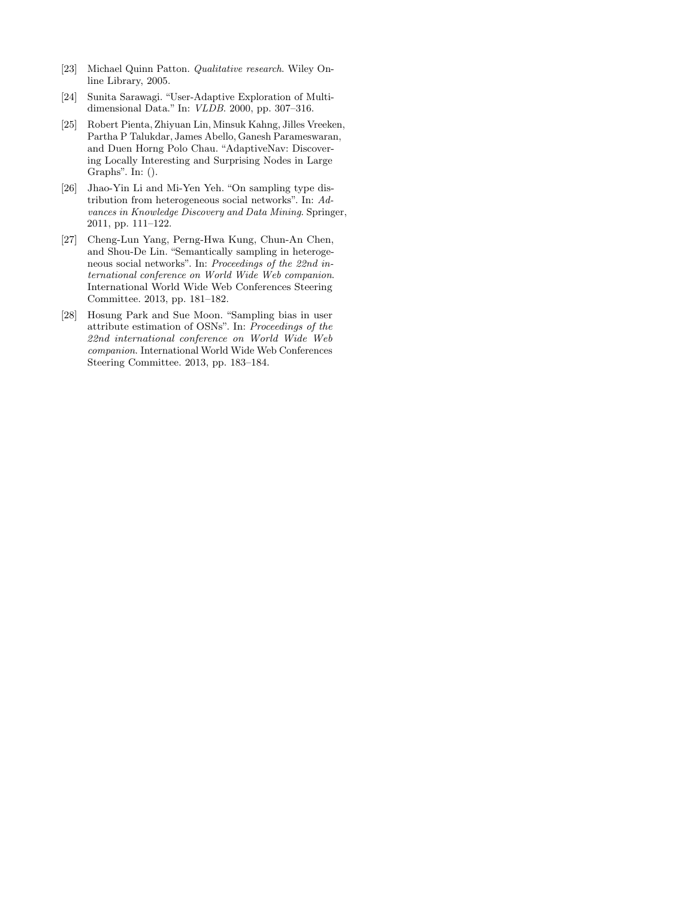[23] Michael Quinn Patton. *Qualitative research*. Wiley Online Library, 2005.

[24] Sunita Sarawagi. "User-Adaptive Exploration of Multidimensional Data." In: *VLDB*. 2000, pp. 307–316.

[25] Robert Pienta, Zhiyuan Lin, Minsuk Kahng, Jilles Vreeken, Partha P Talukdar, James Abello, Ganesh Parameswaran, and Duen Horng Polo Chau. "AdaptiveNav: Discovering Locally Interesting and Surprising Nodes in Large Graphs". In: ().

[26] Jhao-Yin Li and Mi-Yen Yeh. "On sampling type distribution from heterogeneous social networks". In: *Advances in Knowledge Discovery and Data Mining*. Springer, 2011, pp. 111–122.

[27] Cheng-Lun Yang, Perng-Hwa Kung, Chun-An Chen, and Shou-De Lin. "Semantically sampling in heterogeneous social networks". In: *Proceedings of the 22nd international conference on World Wide Web companion*. International World Wide Web Conferences Steering Committee. 2013, pp. 181–182.

[28] Hosung Park and Sue Moon. "Sampling bias in user attribute estimation of OSNs". In: *Proceedings of the 22nd international conference on World Wide Web companion*. International World Wide Web Conferences Steering Committee. 2013, pp. 183–184.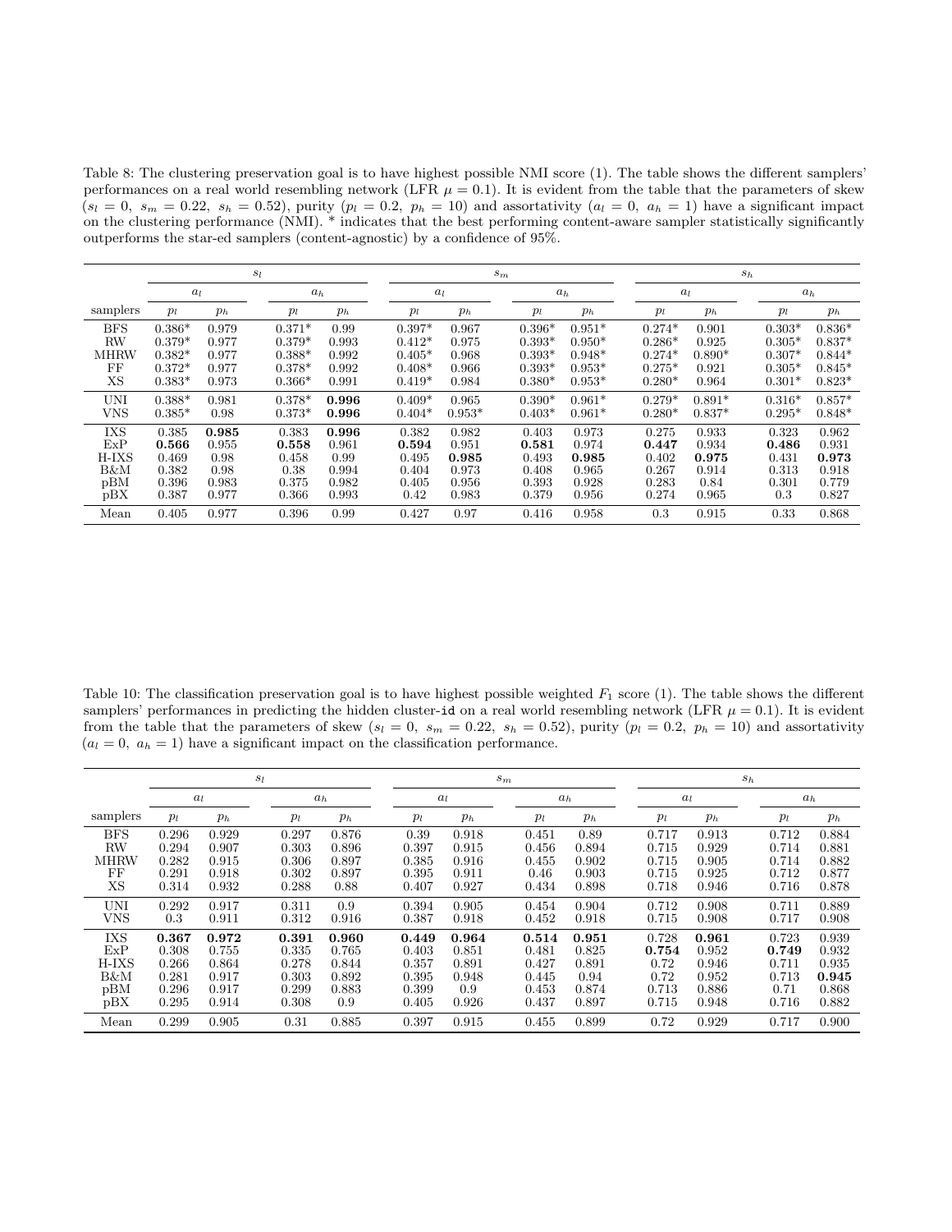Table 8: The clustering preservation goal is to have highest possible NMI score (1). The table shows the different samplers' performances on a real world resembling network (LFR $\mu = 0.1$). It is evident from the table that the parameters of skew ($s_l = 0,\ s_m = 0.22,\ s_h = 0.52$), purity ($p_l = 0.2,\ p_h = 10$) and assortativity ($a_l = 0,\ a_h = 1$) have a significant impact on the clustering performance (NMI). * indicates that the best performing content-aware sampler statistically significantly outperforms the star-ed samplers (content-agnostic) by a confidence of 95%.

| | $s_l$ | | | | $s_m$ | | | | $s_h$ | | | |
|---|---|---|---|---|---|---|---|---|---|---|---|---|
| | $a_l$ | | $a_h$ | | $a_l$ | | $a_h$ | | $a_l$ | | $a_h$ | |
| samplers | $p_l$ | $p_h$ | $p_l$ | $p_h$ | $p_l$ | $p_h$ | $p_l$ | $p_h$ | $p_l$ | $p_h$ | $p_l$ | $p_h$ |
| BFS | 0.386* | 0.979 | 0.371* | 0.99 | 0.397* | 0.967 | 0.396* | 0.951* | 0.274* | 0.901 | 0.303* | 0.836* |
| RW | 0.379* | 0.977 | 0.379* | 0.993 | 0.412* | 0.975 | 0.393* | 0.950* | 0.286* | 0.925 | 0.305* | 0.837* |
| MHRW | 0.382* | 0.977 | 0.388* | 0.992 | 0.405* | 0.968 | 0.393* | 0.948* | 0.274* | 0.890* | 0.307* | 0.844* |
| FF | 0.372* | 0.977 | 0.378* | 0.992 | 0.408* | 0.966 | 0.393* | 0.953* | 0.275* | 0.921 | 0.305* | 0.845* |
| XS | 0.383* | 0.973 | 0.366* | 0.991 | 0.419* | 0.984 | 0.380* | 0.953* | 0.280* | 0.964 | 0.301* | 0.823* |
| UNI | 0.388* | 0.981 | 0.378* | **0.996** | 0.409* | 0.965 | 0.390* | 0.961* | 0.279* | 0.891* | 0.316* | 0.857* |
| VNS | 0.385* | 0.98 | 0.373* | **0.996** | 0.404* | 0.953* | 0.403* | 0.961* | 0.280* | 0.837* | 0.295* | 0.848* |
| IXS | 0.385 | **0.985** | 0.383 | **0.996** | 0.382 | 0.982 | 0.403 | 0.973 | 0.275 | 0.933 | 0.323 | 0.962 |
| ExP | **0.566** | 0.955 | **0.558** | 0.961 | **0.594** | 0.951 | **0.581** | 0.974 | **0.447** | 0.934 | **0.486** | 0.931 |
| H-IXS | 0.469 | 0.98 | 0.458 | 0.99 | 0.495 | **0.985** | 0.493 | **0.985** | 0.402 | **0.975** | 0.431 | **0.973** |
| B&M | 0.382 | 0.98 | 0.38 | 0.994 | 0.404 | 0.973 | 0.408 | 0.965 | 0.267 | 0.914 | 0.313 | 0.918 |
| pBM | 0.396 | 0.983 | 0.375 | 0.982 | 0.405 | 0.956 | 0.393 | 0.928 | 0.283 | 0.84 | 0.301 | 0.779 |
| pBX | 0.387 | 0.977 | 0.366 | 0.993 | 0.42 | 0.983 | 0.379 | 0.956 | 0.274 | 0.965 | 0.3 | 0.827 |
| Mean | 0.405 | 0.977 | 0.396 | 0.99 | 0.427 | 0.97 | 0.416 | 0.958 | 0.3 | 0.915 | 0.33 | 0.868 |

Table 10: The classification preservation goal is to have highest possible weighted $F_1$ score (1). The table shows the different samplers' performances in predicting the hidden cluster-id on a real world resembling network (LFR $\mu = 0.1$). It is evident from the table that the parameters of skew ($s_l = 0,\ s_m = 0.22,\ s_h = 0.52$), purity ($p_l = 0.2,\ p_h = 10$) and assortativity ($a_l = 0,\ a_h = 1$) have a significant impact on the classification performance.

| | $s_l$ | | | | $s_m$ | | | | $s_h$ | | | |
|---|---|---|---|---|---|---|---|---|---|---|---|---|
| | $a_l$ | | $a_h$ | | $a_l$ | | $a_h$ | | $a_l$ | | $a_h$ | |
| samplers | $p_l$ | $p_h$ | $p_l$ | $p_h$ | $p_l$ | $p_h$ | $p_l$ | $p_h$ | $p_l$ | $p_h$ | $p_l$ | $p_h$ |
| BFS | 0.296 | 0.929 | 0.297 | 0.876 | 0.39 | 0.918 | 0.451 | 0.89 | 0.717 | 0.913 | 0.712 | 0.884 |
| RW | 0.294 | 0.907 | 0.303 | 0.896 | 0.397 | 0.915 | 0.456 | 0.894 | 0.715 | 0.929 | 0.714 | 0.881 |
| MHRW | 0.282 | 0.915 | 0.306 | 0.897 | 0.385 | 0.916 | 0.455 | 0.902 | 0.715 | 0.905 | 0.714 | 0.882 |
| FF | 0.291 | 0.918 | 0.302 | 0.897 | 0.395 | 0.911 | 0.46 | 0.903 | 0.715 | 0.925 | 0.712 | 0.877 |
| XS | 0.314 | 0.932 | 0.288 | 0.88 | 0.407 | 0.927 | 0.434 | 0.898 | 0.718 | 0.946 | 0.716 | 0.878 |
| UNI | 0.292 | 0.917 | 0.311 | 0.9 | 0.394 | 0.905 | 0.454 | 0.904 | 0.712 | 0.908 | 0.711 | 0.889 |
| VNS | 0.3 | 0.911 | 0.312 | 0.916 | 0.387 | 0.918 | 0.452 | 0.918 | 0.715 | 0.908 | 0.717 | 0.908 |
| IXS | **0.367** | **0.972** | **0.391** | **0.960** | **0.449** | **0.964** | **0.514** | **0.951** | 0.728 | **0.961** | 0.723 | 0.939 |
| ExP | 0.308 | 0.755 | 0.335 | 0.765 | 0.403 | 0.851 | 0.481 | 0.825 | **0.754** | 0.952 | **0.749** | 0.932 |
| H-IXS | 0.266 | 0.864 | 0.278 | 0.844 | 0.357 | 0.891 | 0.427 | 0.891 | 0.72 | 0.946 | 0.711 | 0.935 |
| B&M | 0.281 | 0.917 | 0.303 | 0.892 | 0.395 | 0.948 | 0.445 | 0.94 | 0.72 | 0.952 | 0.713 | **0.945** |
| pBM | 0.296 | 0.917 | 0.299 | 0.883 | 0.399 | 0.9 | 0.453 | 0.874 | 0.713 | 0.886 | 0.71 | 0.868 |
| pBX | 0.295 | 0.914 | 0.308 | 0.9 | 0.405 | 0.926 | 0.437 | 0.897 | 0.715 | 0.948 | 0.716 | 0.882 |
| Mean | 0.299 | 0.905 | 0.31 | 0.885 | 0.397 | 0.915 | 0.455 | 0.899 | 0.72 | 0.929 | 0.717 | 0.900 |